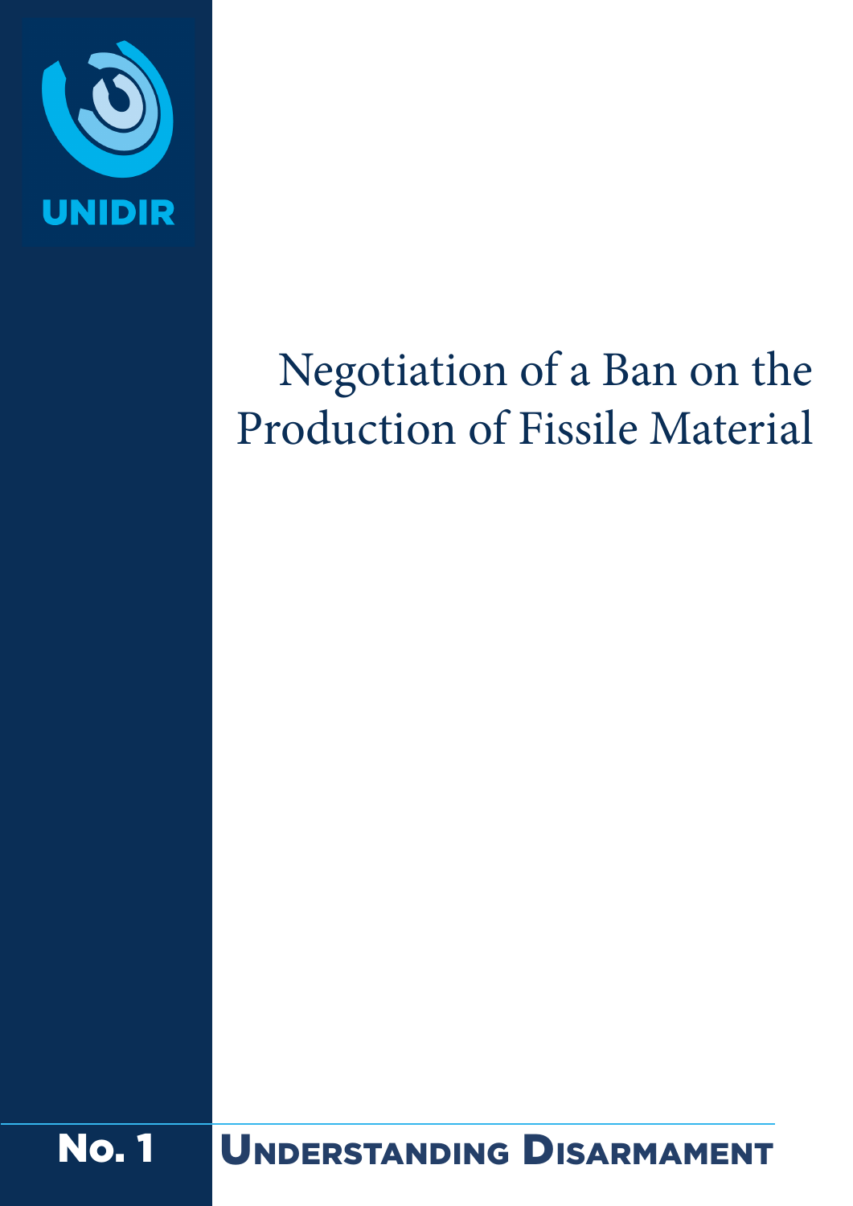UNIDIR

# Negotiation of a Ban on the Production of Fissile Material

**No. 1** **Understanding Disarmament**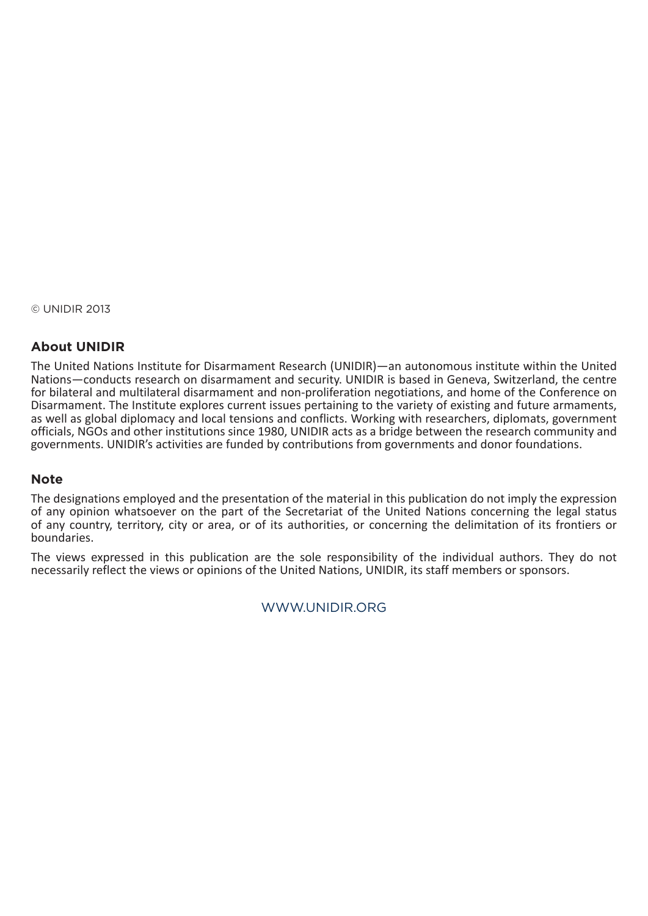© UNIDIR 2013

## About UNIDIR

The United Nations Institute for Disarmament Research (UNIDIR)—an autonomous institute within the United Nations—conducts research on disarmament and security. UNIDIR is based in Geneva, Switzerland, the centre for bilateral and multilateral disarmament and non-proliferation negotiations, and home of the Conference on Disarmament. The Institute explores current issues pertaining to the variety of existing and future armaments, as well as global diplomacy and local tensions and conflicts. Working with researchers, diplomats, government officials, NGOs and other institutions since 1980, UNIDIR acts as a bridge between the research community and governments. UNIDIR's activities are funded by contributions from governments and donor foundations.

## Note

The designations employed and the presentation of the material in this publication do not imply the expression of any opinion whatsoever on the part of the Secretariat of the United Nations concerning the legal status of any country, territory, city or area, or of its authorities, or concerning the delimitation of its frontiers or boundaries.

The views expressed in this publication are the sole responsibility of the individual authors. They do not necessarily reflect the views or opinions of the United Nations, UNIDIR, its staff members or sponsors.

WWW.UNIDIR.ORG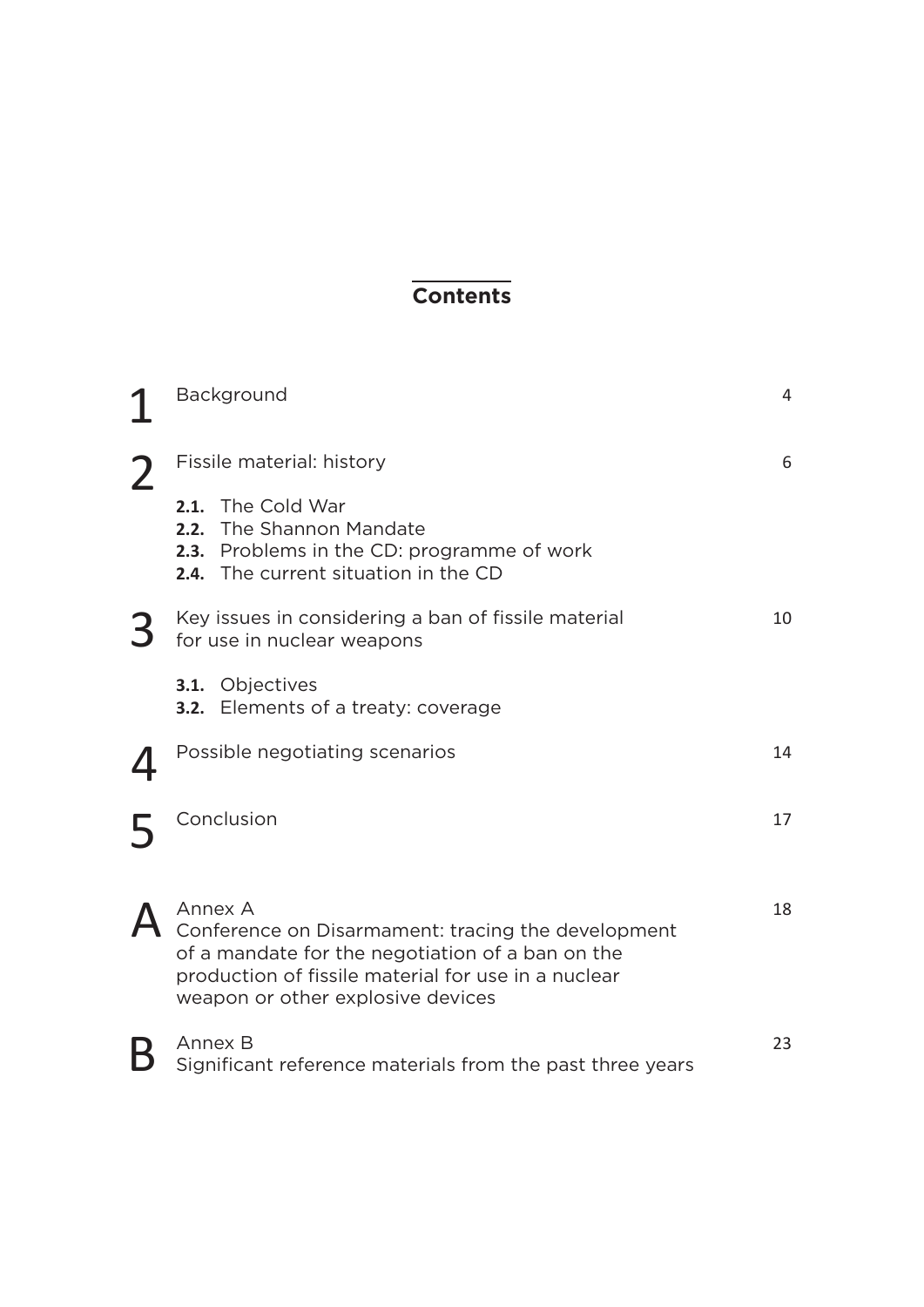## Contents

| | | |
|---|---|---|
| 1 | Background | 4 |
| 2 | Fissile material: history | 6 |
| | **2.1.** The Cold War | |
| | **2.2.** The Shannon Mandate | |
| | **2.3.** Problems in the CD: programme of work | |
| | **2.4.** The current situation in the CD | |
| 3 | Key issues in considering a ban of fissile material for use in nuclear weapons | 10 |
| | **3.1.** Objectives | |
| | **3.2.** Elements of a treaty: coverage | |
| 4 | Possible negotiating scenarios | 14 |
| 5 | Conclusion | 17 |
| A | Annex A<br>Conference on Disarmament: tracing the development of a mandate for the negotiation of a ban on the production of fissile material for use in a nuclear weapon or other explosive devices | 18 |
| B | Annex B<br>Significant reference materials from the past three years | 23 |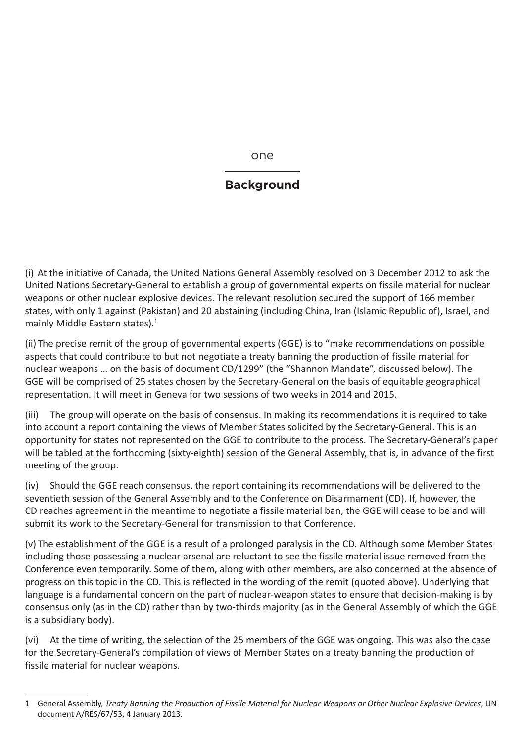one

# Background

(i) At the initiative of Canada, the United Nations General Assembly resolved on 3 December 2012 to ask the United Nations Secretary-General to establish a group of governmental experts on fissile material for nuclear weapons or other nuclear explosive devices. The relevant resolution secured the support of 166 member states, with only 1 against (Pakistan) and 20 abstaining (including China, Iran (Islamic Republic of), Israel, and mainly Middle Eastern states).[1]

(ii) The precise remit of the group of governmental experts (GGE) is to "make recommendations on possible aspects that could contribute to but not negotiate a treaty banning the production of fissile material for nuclear weapons … on the basis of document CD/1299" (the "Shannon Mandate", discussed below). The GGE will be comprised of 25 states chosen by the Secretary-General on the basis of equitable geographical representation. It will meet in Geneva for two sessions of two weeks in 2014 and 2015.

(iii) The group will operate on the basis of consensus. In making its recommendations it is required to take into account a report containing the views of Member States solicited by the Secretary-General. This is an opportunity for states not represented on the GGE to contribute to the process. The Secretary-General's paper will be tabled at the forthcoming (sixty-eighth) session of the General Assembly, that is, in advance of the first meeting of the group.

(iv) Should the GGE reach consensus, the report containing its recommendations will be delivered to the seventieth session of the General Assembly and to the Conference on Disarmament (CD). If, however, the CD reaches agreement in the meantime to negotiate a fissile material ban, the GGE will cease to be and will submit its work to the Secretary-General for transmission to that Conference.

(v) The establishment of the GGE is a result of a prolonged paralysis in the CD. Although some Member States including those possessing a nuclear arsenal are reluctant to see the fissile material issue removed from the Conference even temporarily. Some of them, along with other members, are also concerned at the absence of progress on this topic in the CD. This is reflected in the wording of the remit (quoted above). Underlying that language is a fundamental concern on the part of nuclear-weapon states to ensure that decision-making is by consensus only (as in the CD) rather than by two-thirds majority (as in the General Assembly of which the GGE is a subsidiary body).

(vi) At the time of writing, the selection of the 25 members of the GGE was ongoing. This was also the case for the Secretary-General's compilation of views of Member States on a treaty banning the production of fissile material for nuclear weapons.

---

1 General Assembly, *Treaty Banning the Production of Fissile Material for Nuclear Weapons or Other Nuclear Explosive Devices*, UN document A/RES/67/53, 4 January 2013.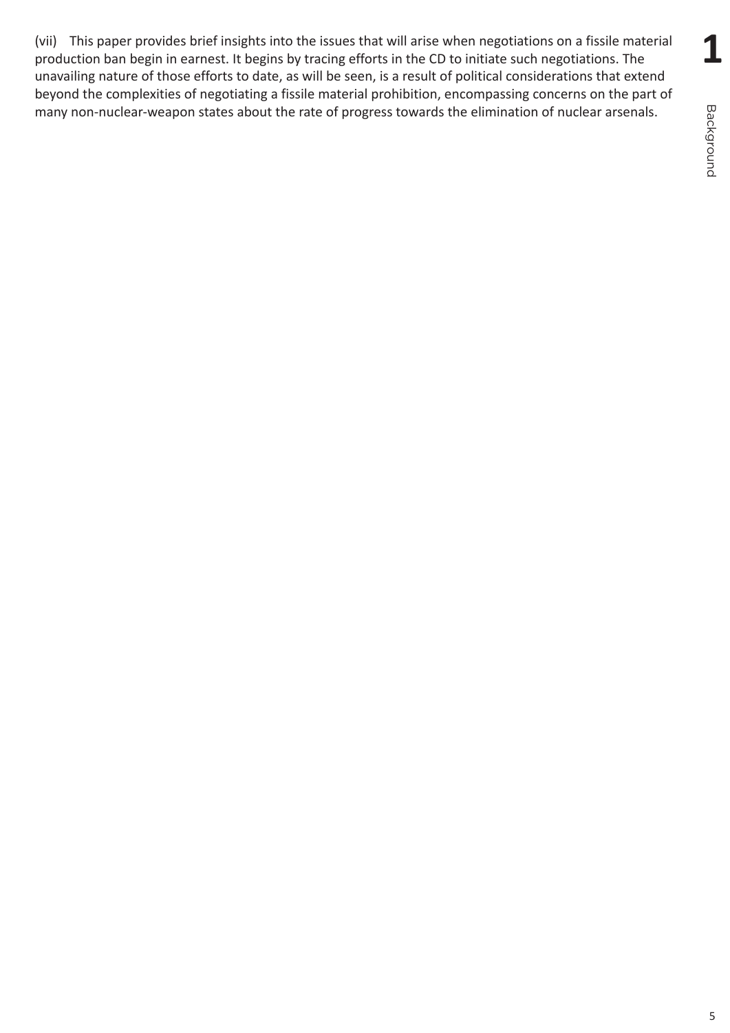(vii) This paper provides brief insights into the issues that will arise when negotiations on a fissile material production ban begin in earnest. It begins by tracing efforts in the CD to initiate such negotiations. The unavailing nature of those efforts to date, as will be seen, is a result of political considerations that extend beyond the complexities of negotiating a fissile material prohibition, encompassing concerns on the part of many non-nuclear-weapon states about the rate of progress towards the elimination of nuclear arsenals.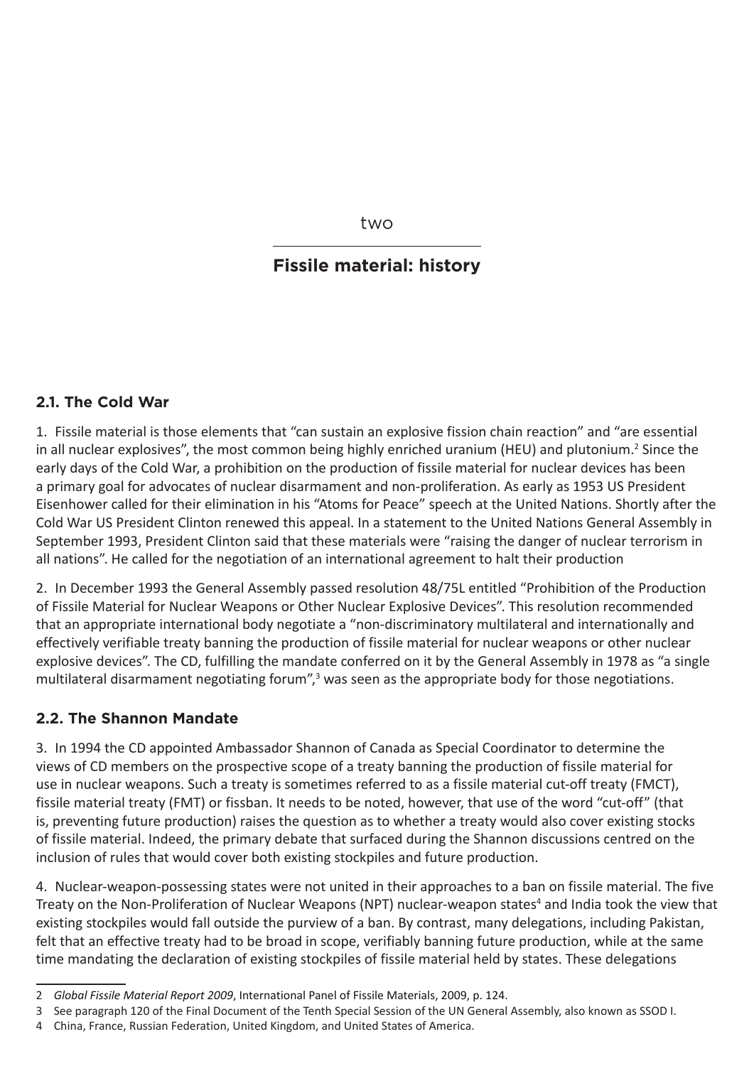two

# Fissile material: history

## 2.1. The Cold War

1. Fissile material is those elements that "can sustain an explosive fission chain reaction" and "are essential in all nuclear explosives", the most common being highly enriched uranium (HEU) and plutonium.[2] Since the early days of the Cold War, a prohibition on the production of fissile material for nuclear devices has been a primary goal for advocates of nuclear disarmament and non-proliferation. As early as 1953 US President Eisenhower called for their elimination in his "Atoms for Peace" speech at the United Nations. Shortly after the Cold War US President Clinton renewed this appeal. In a statement to the United Nations General Assembly in September 1993, President Clinton said that these materials were "raising the danger of nuclear terrorism in all nations". He called for the negotiation of an international agreement to halt their production

2. In December 1993 the General Assembly passed resolution 48/75L entitled "Prohibition of the Production of Fissile Material for Nuclear Weapons or Other Nuclear Explosive Devices". This resolution recommended that an appropriate international body negotiate a "non-discriminatory multilateral and internationally and effectively verifiable treaty banning the production of fissile material for nuclear weapons or other nuclear explosive devices". The CD, fulfilling the mandate conferred on it by the General Assembly in 1978 as "a single multilateral disarmament negotiating forum",[3] was seen as the appropriate body for those negotiations.

## 2.2. The Shannon Mandate

3. In 1994 the CD appointed Ambassador Shannon of Canada as Special Coordinator to determine the views of CD members on the prospective scope of a treaty banning the production of fissile material for use in nuclear weapons. Such a treaty is sometimes referred to as a fissile material cut-off treaty (FMCT), fissile material treaty (FMT) or fissban. It needs to be noted, however, that use of the word "cut-off" (that is, preventing future production) raises the question as to whether a treaty would also cover existing stocks of fissile material. Indeed, the primary debate that surfaced during the Shannon discussions centred on the inclusion of rules that would cover both existing stockpiles and future production.

4. Nuclear-weapon-possessing states were not united in their approaches to a ban on fissile material. The five Treaty on the Non-Proliferation of Nuclear Weapons (NPT) nuclear-weapon states[4] and India took the view that existing stockpiles would fall outside the purview of a ban. By contrast, many delegations, including Pakistan, felt that an effective treaty had to be broad in scope, verifiably banning future production, while at the same time mandating the declaration of existing stockpiles of fissile material held by states. These delegations

---

2 *Global Fissile Material Report 2009*, International Panel of Fissile Materials, 2009, p. 124.

3 See paragraph 120 of the Final Document of the Tenth Special Session of the UN General Assembly, also known as SSOD I.

4 China, France, Russian Federation, United Kingdom, and United States of America.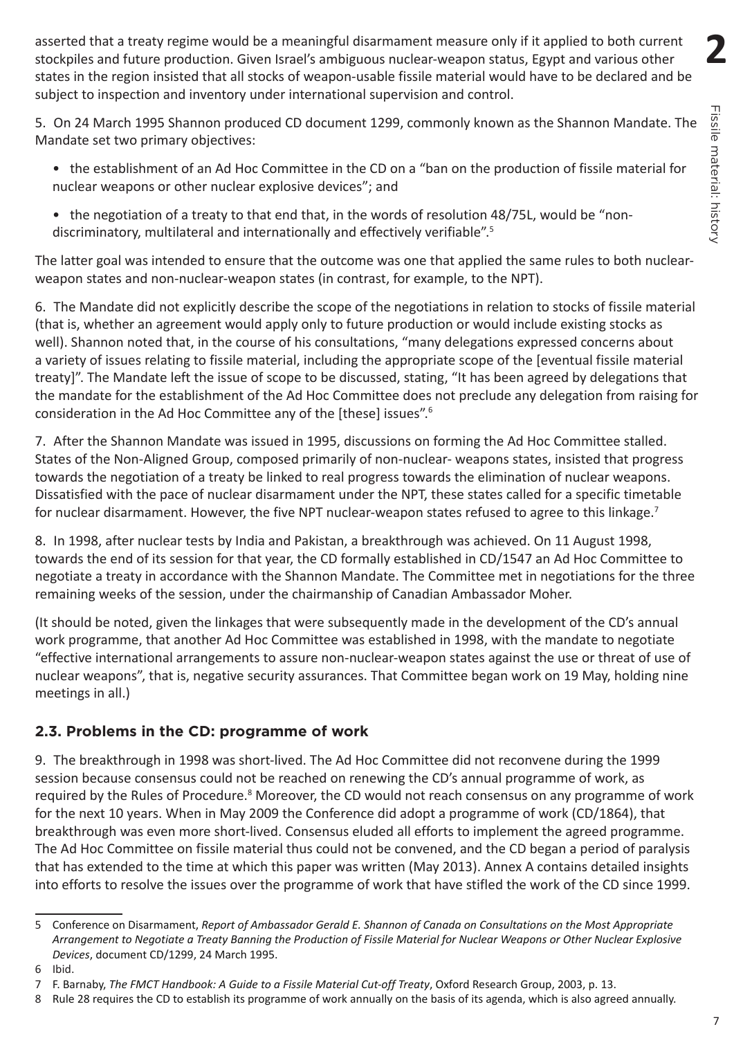asserted that a treaty regime would be a meaningful disarmament measure only if it applied to both current stockpiles and future production. Given Israel's ambiguous nuclear-weapon status, Egypt and various other states in the region insisted that all stocks of weapon-usable fissile material would have to be declared and be subject to inspection and inventory under international supervision and control.

5. On 24 March 1995 Shannon produced CD document 1299, commonly known as the Shannon Mandate. The Mandate set two primary objectives:

- the establishment of an Ad Hoc Committee in the CD on a "ban on the production of fissile material for nuclear weapons or other nuclear explosive devices"; and
- the negotiation of a treaty to that end that, in the words of resolution 48/75L, would be "non-discriminatory, multilateral and internationally and effectively verifiable".[5]

The latter goal was intended to ensure that the outcome was one that applied the same rules to both nuclear-weapon states and non-nuclear-weapon states (in contrast, for example, to the NPT).

6. The Mandate did not explicitly describe the scope of the negotiations in relation to stocks of fissile material (that is, whether an agreement would apply only to future production or would include existing stocks as well). Shannon noted that, in the course of his consultations, "many delegations expressed concerns about a variety of issues relating to fissile material, including the appropriate scope of the [eventual fissile material treaty]". The Mandate left the issue of scope to be discussed, stating, "It has been agreed by delegations that the mandate for the establishment of the Ad Hoc Committee does not preclude any delegation from raising for consideration in the Ad Hoc Committee any of the [these] issues".[6]

7. After the Shannon Mandate was issued in 1995, discussions on forming the Ad Hoc Committee stalled. States of the Non-Aligned Group, composed primarily of non-nuclear- weapons states, insisted that progress towards the negotiation of a treaty be linked to real progress towards the elimination of nuclear weapons. Dissatisfied with the pace of nuclear disarmament under the NPT, these states called for a specific timetable for nuclear disarmament. However, the five NPT nuclear-weapon states refused to agree to this linkage.[7]

8. In 1998, after nuclear tests by India and Pakistan, a breakthrough was achieved. On 11 August 1998, towards the end of its session for that year, the CD formally established in CD/1547 an Ad Hoc Committee to negotiate a treaty in accordance with the Shannon Mandate. The Committee met in negotiations for the three remaining weeks of the session, under the chairmanship of Canadian Ambassador Moher.

(It should be noted, given the linkages that were subsequently made in the development of the CD's annual work programme, that another Ad Hoc Committee was established in 1998, with the mandate to negotiate "effective international arrangements to assure non-nuclear-weapon states against the use or threat of use of nuclear weapons", that is, negative security assurances. That Committee began work on 19 May, holding nine meetings in all.)

### 2.3. Problems in the CD: programme of work

9. The breakthrough in 1998 was short-lived. The Ad Hoc Committee did not reconvene during the 1999 session because consensus could not be reached on renewing the CD's annual programme of work, as required by the Rules of Procedure.[8] Moreover, the CD would not reach consensus on any programme of work for the next 10 years. When in May 2009 the Conference did adopt a programme of work (CD/1864), that breakthrough was even more short-lived. Consensus eluded all efforts to implement the agreed programme. The Ad Hoc Committee on fissile material thus could not be convened, and the CD began a period of paralysis that has extended to the time at which this paper was written (May 2013). Annex A contains detailed insights into efforts to resolve the issues over the programme of work that have stifled the work of the CD since 1999.

---

5 Conference on Disarmament, *Report of Ambassador Gerald E. Shannon of Canada on Consultations on the Most Appropriate Arrangement to Negotiate a Treaty Banning the Production of Fissile Material for Nuclear Weapons or Other Nuclear Explosive Devices*, document CD/1299, 24 March 1995.

6 Ibid.

7 F. Barnaby, *The FMCT Handbook: A Guide to a Fissile Material Cut-off Treaty*, Oxford Research Group, 2003, p. 13.

8 Rule 28 requires the CD to establish its programme of work annually on the basis of its agenda, which is also agreed annually.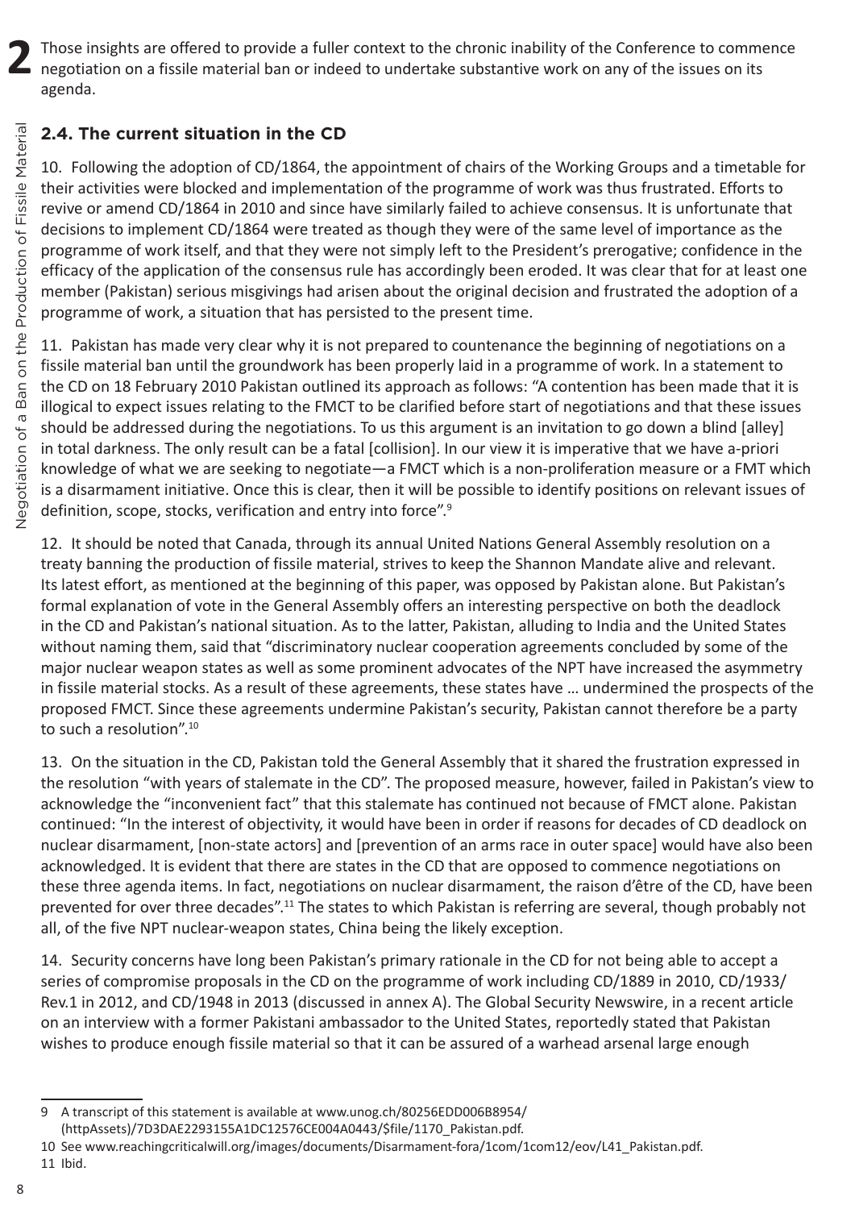Those insights are offered to provide a fuller context to the chronic inability of the Conference to commence negotiation on a fissile material ban or indeed to undertake substantive work on any of the issues on its agenda.

## 2.4. The current situation in the CD

10. Following the adoption of CD/1864, the appointment of chairs of the Working Groups and a timetable for their activities were blocked and implementation of the programme of work was thus frustrated. Efforts to revive or amend CD/1864 in 2010 and since have similarly failed to achieve consensus. It is unfortunate that decisions to implement CD/1864 were treated as though they were of the same level of importance as the programme of work itself, and that they were not simply left to the President's prerogative; confidence in the efficacy of the application of the consensus rule has accordingly been eroded. It was clear that for at least one member (Pakistan) serious misgivings had arisen about the original decision and frustrated the adoption of a programme of work, a situation that has persisted to the present time.

11. Pakistan has made very clear why it is not prepared to countenance the beginning of negotiations on a fissile material ban until the groundwork has been properly laid in a programme of work. In a statement to the CD on 18 February 2010 Pakistan outlined its approach as follows: "A contention has been made that it is illogical to expect issues relating to the FMCT to be clarified before start of negotiations and that these issues should be addressed during the negotiations. To us this argument is an invitation to go down a blind [alley] in total darkness. The only result can be a fatal [collision]. In our view it is imperative that we have a-priori knowledge of what we are seeking to negotiate—a FMCT which is a non-proliferation measure or a FMT which is a disarmament initiative. Once this is clear, then it will be possible to identify positions on relevant issues of definition, scope, stocks, verification and entry into force".[9]

12. It should be noted that Canada, through its annual United Nations General Assembly resolution on a treaty banning the production of fissile material, strives to keep the Shannon Mandate alive and relevant. Its latest effort, as mentioned at the beginning of this paper, was opposed by Pakistan alone. But Pakistan's formal explanation of vote in the General Assembly offers an interesting perspective on both the deadlock in the CD and Pakistan's national situation. As to the latter, Pakistan, alluding to India and the United States without naming them, said that "discriminatory nuclear cooperation agreements concluded by some of the major nuclear weapon states as well as some prominent advocates of the NPT have increased the asymmetry in fissile material stocks. As a result of these agreements, these states have … undermined the prospects of the proposed FMCT. Since these agreements undermine Pakistan's security, Pakistan cannot therefore be a party to such a resolution".[10]

13. On the situation in the CD, Pakistan told the General Assembly that it shared the frustration expressed in the resolution "with years of stalemate in the CD". The proposed measure, however, failed in Pakistan's view to acknowledge the "inconvenient fact" that this stalemate has continued not because of FMCT alone. Pakistan continued: "In the interest of objectivity, it would have been in order if reasons for decades of CD deadlock on nuclear disarmament, [non-state actors] and [prevention of an arms race in outer space] would have also been acknowledged. It is evident that there are states in the CD that are opposed to commence negotiations on these three agenda items. In fact, negotiations on nuclear disarmament, the raison d'être of the CD, have been prevented for over three decades".[11] The states to which Pakistan is referring are several, though probably not all, of the five NPT nuclear-weapon states, China being the likely exception.

14. Security concerns have long been Pakistan's primary rationale in the CD for not being able to accept a series of compromise proposals in the CD on the programme of work including CD/1889 in 2010, CD/1933/Rev.1 in 2012, and CD/1948 in 2013 (discussed in annex A). The Global Security Newswire, in a recent article on an interview with a former Pakistani ambassador to the United States, reportedly stated that Pakistan wishes to produce enough fissile material so that it can be assured of a warhead arsenal large enough

---

9 A transcript of this statement is available at www.unog.ch/80256EDD006B8954/(httpAssets)/7D3DAE2293155A1DC12576CE004A0443/$file/1170_Pakistan.pdf.

10 See www.reachingcriticalwill.org/images/documents/Disarmament-fora/1com/1com12/eov/L41_Pakistan.pdf.

11 Ibid.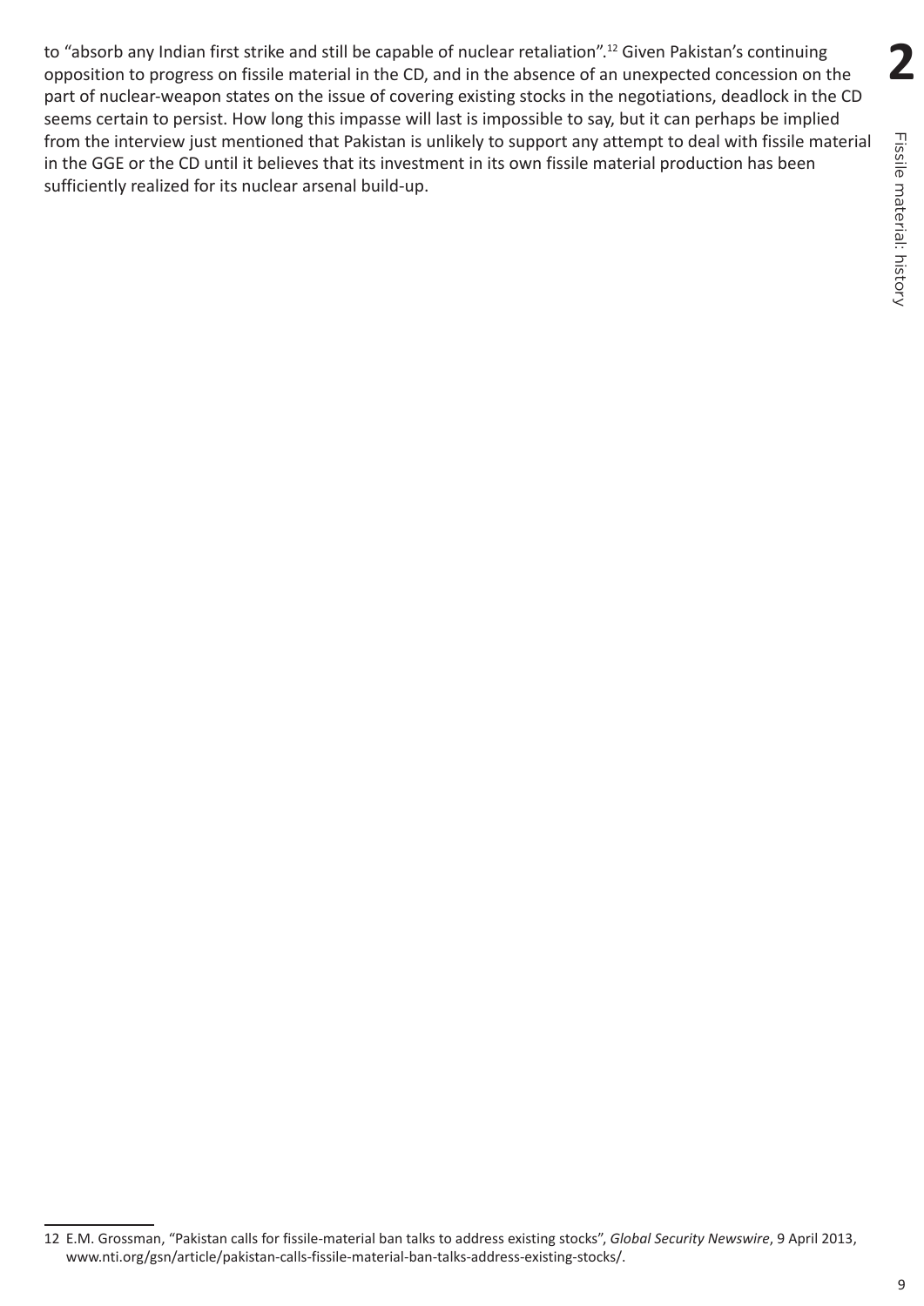to "absorb any Indian first strike and still be capable of nuclear retaliation".[12] Given Pakistan's continuing opposition to progress on fissile material in the CD, and in the absence of an unexpected concession on the part of nuclear-weapon states on the issue of covering existing stocks in the negotiations, deadlock in the CD seems certain to persist. How long this impasse will last is impossible to say, but it can perhaps be implied from the interview just mentioned that Pakistan is unlikely to support any attempt to deal with fissile material in the GGE or the CD until it believes that its investment in its own fissile material production has been sufficiently realized for its nuclear arsenal build-up.

---

12 E.M. Grossman, "Pakistan calls for fissile-material ban talks to address existing stocks", *Global Security Newswire*, 9 April 2013, www.nti.org/gsn/article/pakistan-calls-fissile-material-ban-talks-address-existing-stocks/.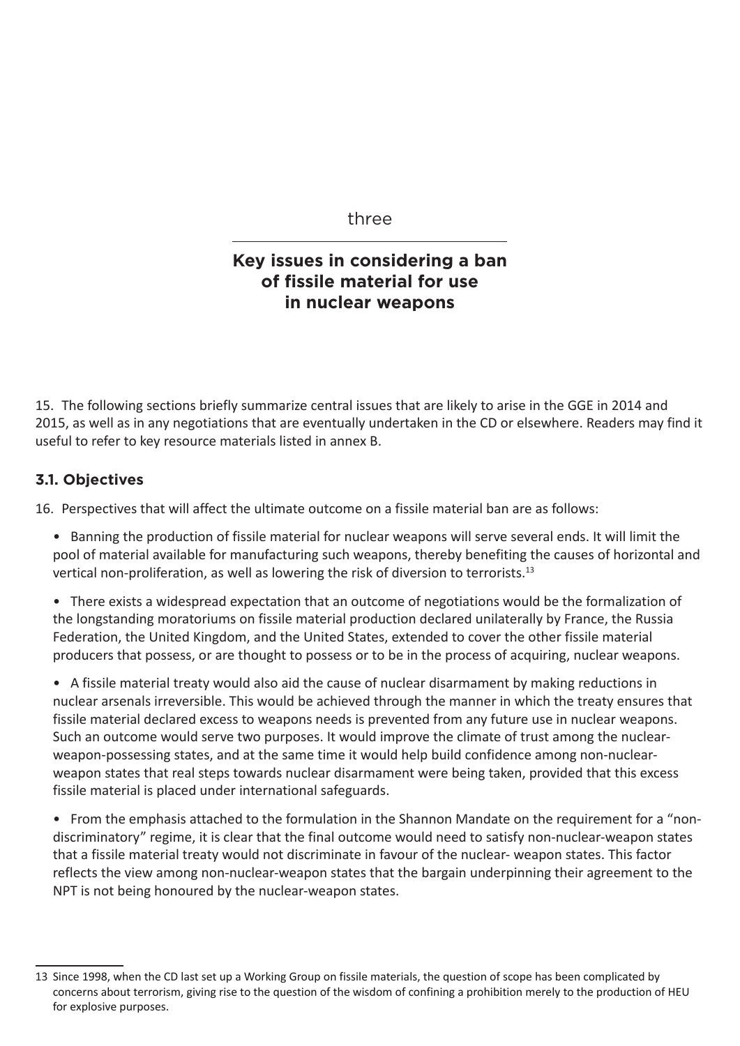three

# Key issues in considering a ban of fissile material for use in nuclear weapons

15. The following sections briefly summarize central issues that are likely to arise in the GGE in 2014 and 2015, as well as in any negotiations that are eventually undertaken in the CD or elsewhere. Readers may find it useful to refer to key resource materials listed in annex B.

## 3.1. Objectives

16. Perspectives that will affect the ultimate outcome on a fissile material ban are as follows:

- Banning the production of fissile material for nuclear weapons will serve several ends. It will limit the pool of material available for manufacturing such weapons, thereby benefiting the causes of horizontal and vertical non-proliferation, as well as lowering the risk of diversion to terrorists.[13]

- There exists a widespread expectation that an outcome of negotiations would be the formalization of the longstanding moratoriums on fissile material production declared unilaterally by France, the Russia Federation, the United Kingdom, and the United States, extended to cover the other fissile material producers that possess, or are thought to possess or to be in the process of acquiring, nuclear weapons.

- A fissile material treaty would also aid the cause of nuclear disarmament by making reductions in nuclear arsenals irreversible. This would be achieved through the manner in which the treaty ensures that fissile material declared excess to weapons needs is prevented from any future use in nuclear weapons. Such an outcome would serve two purposes. It would improve the climate of trust among the nuclear-weapon-possessing states, and at the same time it would help build confidence among non-nuclear-weapon states that real steps towards nuclear disarmament were being taken, provided that this excess fissile material is placed under international safeguards.

- From the emphasis attached to the formulation in the Shannon Mandate on the requirement for a "non-discriminatory" regime, it is clear that the final outcome would need to satisfy non-nuclear-weapon states that a fissile material treaty would not discriminate in favour of the nuclear- weapon states. This factor reflects the view among non-nuclear-weapon states that the bargain underpinning their agreement to the NPT is not being honoured by the nuclear-weapon states.

---

13 Since 1998, when the CD last set up a Working Group on fissile materials, the question of scope has been complicated by concerns about terrorism, giving rise to the question of the wisdom of confining a prohibition merely to the production of HEU for explosive purposes.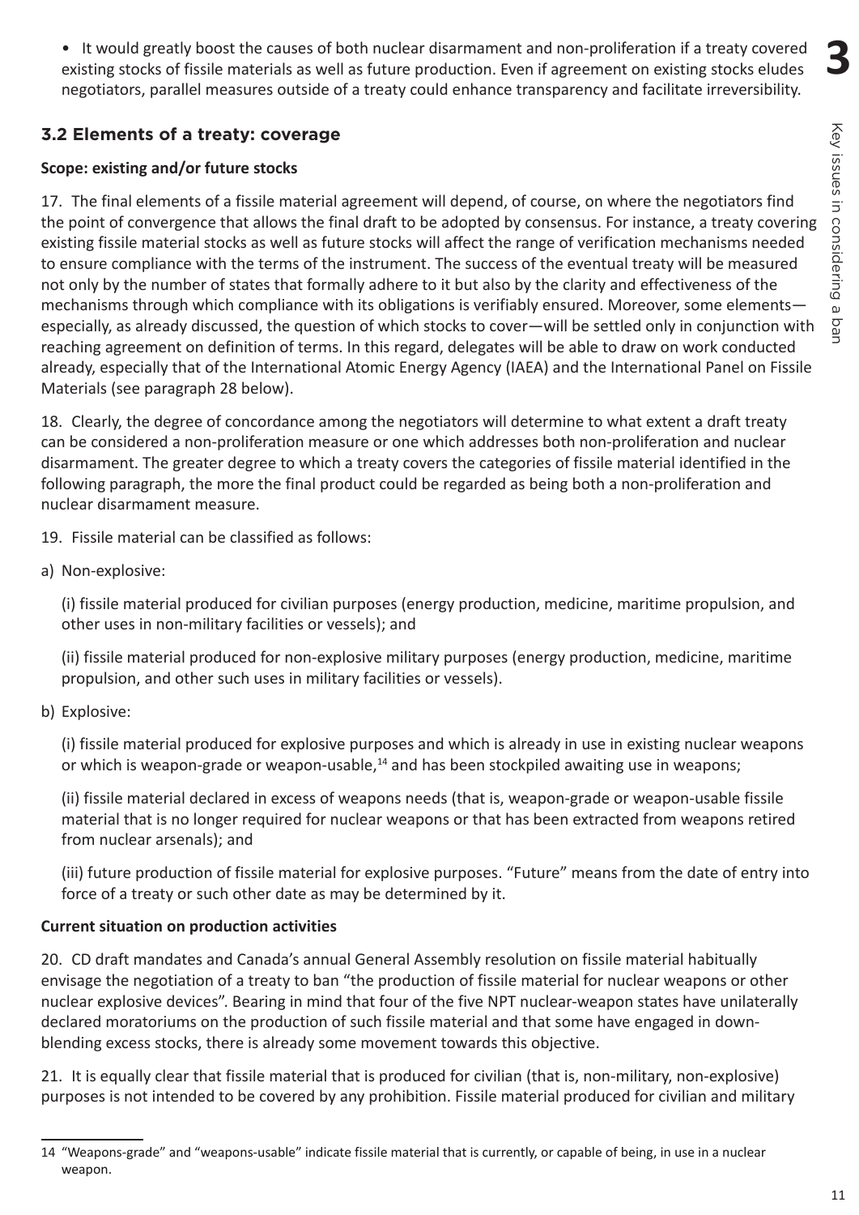- It would greatly boost the causes of both nuclear disarmament and non-proliferation if a treaty covered existing stocks of fissile materials as well as future production. Even if agreement on existing stocks eludes negotiators, parallel measures outside of a treaty could enhance transparency and facilitate irreversibility.

## 3.2 Elements of a treaty: coverage

**Scope: existing and/or future stocks**

17. The final elements of a fissile material agreement will depend, of course, on where the negotiators find the point of convergence that allows the final draft to be adopted by consensus. For instance, a treaty covering existing fissile material stocks as well as future stocks will affect the range of verification mechanisms needed to ensure compliance with the terms of the instrument. The success of the eventual treaty will be measured not only by the number of states that formally adhere to it but also by the clarity and effectiveness of the mechanisms through which compliance with its obligations is verifiably ensured. Moreover, some elements—especially, as already discussed, the question of which stocks to cover—will be settled only in conjunction with reaching agreement on definition of terms. In this regard, delegates will be able to draw on work conducted already, especially that of the International Atomic Energy Agency (IAEA) and the International Panel on Fissile Materials (see paragraph 28 below).

18. Clearly, the degree of concordance among the negotiators will determine to what extent a draft treaty can be considered a non-proliferation measure or one which addresses both non-proliferation and nuclear disarmament. The greater degree to which a treaty covers the categories of fissile material identified in the following paragraph, the more the final product could be regarded as being both a non-proliferation and nuclear disarmament measure.

19. Fissile material can be classified as follows:

a) Non-explosive:

(i) fissile material produced for civilian purposes (energy production, medicine, maritime propulsion, and other uses in non-military facilities or vessels); and

(ii) fissile material produced for non-explosive military purposes (energy production, medicine, maritime propulsion, and other such uses in military facilities or vessels).

b) Explosive:

(i) fissile material produced for explosive purposes and which is already in use in existing nuclear weapons or which is weapon-grade or weapon-usable,[14] and has been stockpiled awaiting use in weapons;

(ii) fissile material declared in excess of weapons needs (that is, weapon-grade or weapon-usable fissile material that is no longer required for nuclear weapons or that has been extracted from weapons retired from nuclear arsenals); and

(iii) future production of fissile material for explosive purposes. "Future" means from the date of entry into force of a treaty or such other date as may be determined by it.

**Current situation on production activities**

20. CD draft mandates and Canada's annual General Assembly resolution on fissile material habitually envisage the negotiation of a treaty to ban "the production of fissile material for nuclear weapons or other nuclear explosive devices". Bearing in mind that four of the five NPT nuclear-weapon states have unilaterally declared moratoriums on the production of such fissile material and that some have engaged in down-blending excess stocks, there is already some movement towards this objective.

21. It is equally clear that fissile material that is produced for civilian (that is, non-military, non-explosive) purposes is not intended to be covered by any prohibition. Fissile material produced for civilian and military

---

14 "Weapons-grade" and "weapons-usable" indicate fissile material that is currently, or capable of being, in use in a nuclear weapon.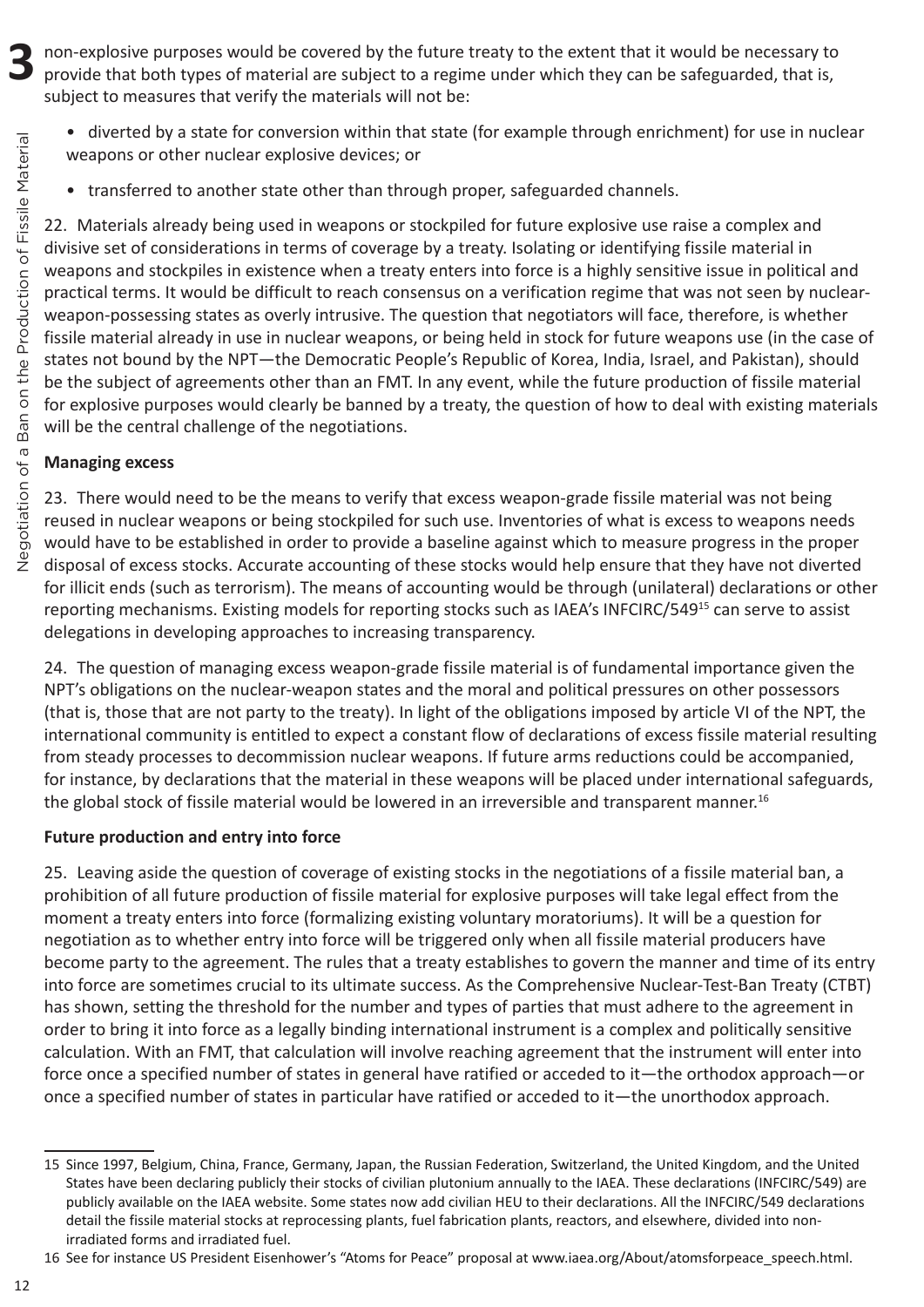non-explosive purposes would be covered by the future treaty to the extent that it would be necessary to provide that both types of material are subject to a regime under which they can be safeguarded, that is, subject to measures that verify the materials will not be:

- diverted by a state for conversion within that state (for example through enrichment) for use in nuclear weapons or other nuclear explosive devices; or
- transferred to another state other than through proper, safeguarded channels.

22. Materials already being used in weapons or stockpiled for future explosive use raise a complex and divisive set of considerations in terms of coverage by a treaty. Isolating or identifying fissile material in weapons and stockpiles in existence when a treaty enters into force is a highly sensitive issue in political and practical terms. It would be difficult to reach consensus on a verification regime that was not seen by nuclear-weapon-possessing states as overly intrusive. The question that negotiators will face, therefore, is whether fissile material already in use in nuclear weapons, or being held in stock for future weapons use (in the case of states not bound by the NPT—the Democratic People's Republic of Korea, India, Israel, and Pakistan), should be the subject of agreements other than an FMT. In any event, while the future production of fissile material for explosive purposes would clearly be banned by a treaty, the question of how to deal with existing materials will be the central challenge of the negotiations.

**Managing excess**

23. There would need to be the means to verify that excess weapon-grade fissile material was not being reused in nuclear weapons or being stockpiled for such use. Inventories of what is excess to weapons needs would have to be established in order to provide a baseline against which to measure progress in the proper disposal of excess stocks. Accurate accounting of these stocks would help ensure that they have not diverted for illicit ends (such as terrorism). The means of accounting would be through (unilateral) declarations or other reporting mechanisms. Existing models for reporting stocks such as IAEA's INFCIRC/549[15] can serve to assist delegations in developing approaches to increasing transparency.

24. The question of managing excess weapon-grade fissile material is of fundamental importance given the NPT's obligations on the nuclear-weapon states and the moral and political pressures on other possessors (that is, those that are not party to the treaty). In light of the obligations imposed by article VI of the NPT, the international community is entitled to expect a constant flow of declarations of excess fissile material resulting from steady processes to decommission nuclear weapons. If future arms reductions could be accompanied, for instance, by declarations that the material in these weapons will be placed under international safeguards, the global stock of fissile material would be lowered in an irreversible and transparent manner.[16]

**Future production and entry into force**

25. Leaving aside the question of coverage of existing stocks in the negotiations of a fissile material ban, a prohibition of all future production of fissile material for explosive purposes will take legal effect from the moment a treaty enters into force (formalizing existing voluntary moratoriums). It will be a question for negotiation as to whether entry into force will be triggered only when all fissile material producers have become party to the agreement. The rules that a treaty establishes to govern the manner and time of its entry into force are sometimes crucial to its ultimate success. As the Comprehensive Nuclear-Test-Ban Treaty (CTBT) has shown, setting the threshold for the number and types of parties that must adhere to the agreement in order to bring it into force as a legally binding international instrument is a complex and politically sensitive calculation. With an FMT, that calculation will involve reaching agreement that the instrument will enter into force once a specified number of states in general have ratified or acceded to it—the orthodox approach—or once a specified number of states in particular have ratified or acceded to it—the unorthodox approach.

---

15 Since 1997, Belgium, China, France, Germany, Japan, the Russian Federation, Switzerland, the United Kingdom, and the United States have been declaring publicly their stocks of civilian plutonium annually to the IAEA. These declarations (INFCIRC/549) are publicly available on the IAEA website. Some states now add civilian HEU to their declarations. All the INFCIRC/549 declarations detail the fissile material stocks at reprocessing plants, fuel fabrication plants, reactors, and elsewhere, divided into non-irradiated forms and irradiated fuel.

16 See for instance US President Eisenhower's "Atoms for Peace" proposal at www.iaea.org/About/atomsforpeace_speech.html.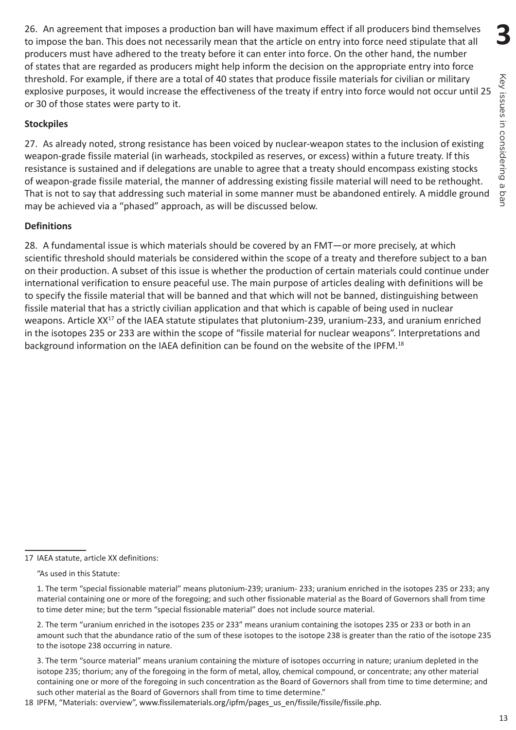26. An agreement that imposes a production ban will have maximum effect if all producers bind themselves to impose the ban. This does not necessarily mean that the article on entry into force need stipulate that all producers must have adhered to the treaty before it can enter into force. On the other hand, the number of states that are regarded as producers might help inform the decision on the appropriate entry into force threshold. For example, if there are a total of 40 states that produce fissile materials for civilian or military explosive purposes, it would increase the effectiveness of the treaty if entry into force would not occur until 25 or 30 of those states were party to it.

**Stockpiles**

27. As already noted, strong resistance has been voiced by nuclear-weapon states to the inclusion of existing weapon-grade fissile material (in warheads, stockpiled as reserves, or excess) within a future treaty. If this resistance is sustained and if delegations are unable to agree that a treaty should encompass existing stocks of weapon-grade fissile material, the manner of addressing existing fissile material will need to be rethought. That is not to say that addressing such material in some manner must be abandoned entirely. A middle ground may be achieved via a "phased" approach, as will be discussed below.

**Definitions**

28. A fundamental issue is which materials should be covered by an FMT—or more precisely, at which scientific threshold should materials be considered within the scope of a treaty and therefore subject to a ban on their production. A subset of this issue is whether the production of certain materials could continue under international verification to ensure peaceful use. The main purpose of articles dealing with definitions will be to specify the fissile material that will be banned and that which will not be banned, distinguishing between fissile material that has a strictly civilian application and that which is capable of being used in nuclear weapons. Article XX[17] of the IAEA statute stipulates that plutonium-239, uranium-233, and uranium enriched in the isotopes 235 or 233 are within the scope of "fissile material for nuclear weapons". Interpretations and background information on the IAEA definition can be found on the website of the IPFM.[18]

---

17 IAEA statute, article XX definitions:

"As used in this Statute:

1. The term "special fissionable material" means plutonium-239; uranium- 233; uranium enriched in the isotopes 235 or 233; any material containing one or more of the foregoing; and such other fissionable material as the Board of Governors shall from time to time deter mine; but the term "special fissionable material" does not include source material.

2. The term "uranium enriched in the isotopes 235 or 233" means uranium containing the isotopes 235 or 233 or both in an amount such that the abundance ratio of the sum of these isotopes to the isotope 238 is greater than the ratio of the isotope 235 to the isotope 238 occurring in nature.

3. The term "source material" means uranium containing the mixture of isotopes occurring in nature; uranium depleted in the isotope 235; thorium; any of the foregoing in the form of metal, alloy, chemical compound, or concentrate; any other material containing one or more of the foregoing in such concentration as the Board of Governors shall from time to time determine; and such other material as the Board of Governors shall from time to time determine."

18 IPFM, "Materials: overview", www.fissilematerials.org/ipfm/pages_us_en/fissile/fissile/fissile.php.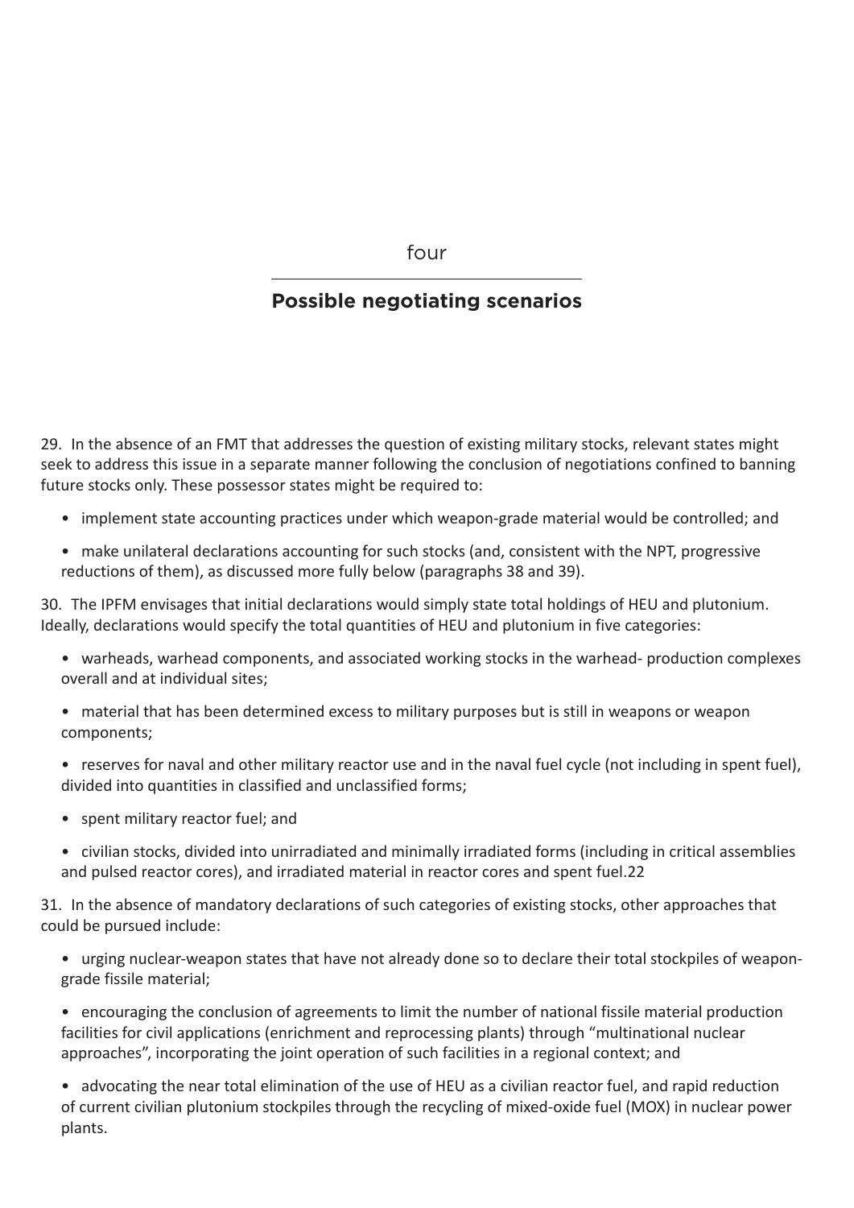four

## Possible negotiating scenarios

29. In the absence of an FMT that addresses the question of existing military stocks, relevant states might seek to address this issue in a separate manner following the conclusion of negotiations confined to banning future stocks only. These possessor states might be required to:

- implement state accounting practices under which weapon-grade material would be controlled; and
- make unilateral declarations accounting for such stocks (and, consistent with the NPT, progressive reductions of them), as discussed more fully below (paragraphs 38 and 39).

30. The IPFM envisages that initial declarations would simply state total holdings of HEU and plutonium. Ideally, declarations would specify the total quantities of HEU and plutonium in five categories:

- warheads, warhead components, and associated working stocks in the warhead- production complexes overall and at individual sites;
- material that has been determined excess to military purposes but is still in weapons or weapon components;
- reserves for naval and other military reactor use and in the naval fuel cycle (not including in spent fuel), divided into quantities in classified and unclassified forms;
- spent military reactor fuel; and
- civilian stocks, divided into unirradiated and minimally irradiated forms (including in critical assemblies and pulsed reactor cores), and irradiated material in reactor cores and spent fuel.22

31. In the absence of mandatory declarations of such categories of existing stocks, other approaches that could be pursued include:

- urging nuclear-weapon states that have not already done so to declare their total stockpiles of weapon-grade fissile material;
- encouraging the conclusion of agreements to limit the number of national fissile material production facilities for civil applications (enrichment and reprocessing plants) through "multinational nuclear approaches", incorporating the joint operation of such facilities in a regional context; and
- advocating the near total elimination of the use of HEU as a civilian reactor fuel, and rapid reduction of current civilian plutonium stockpiles through the recycling of mixed-oxide fuel (MOX) in nuclear power plants.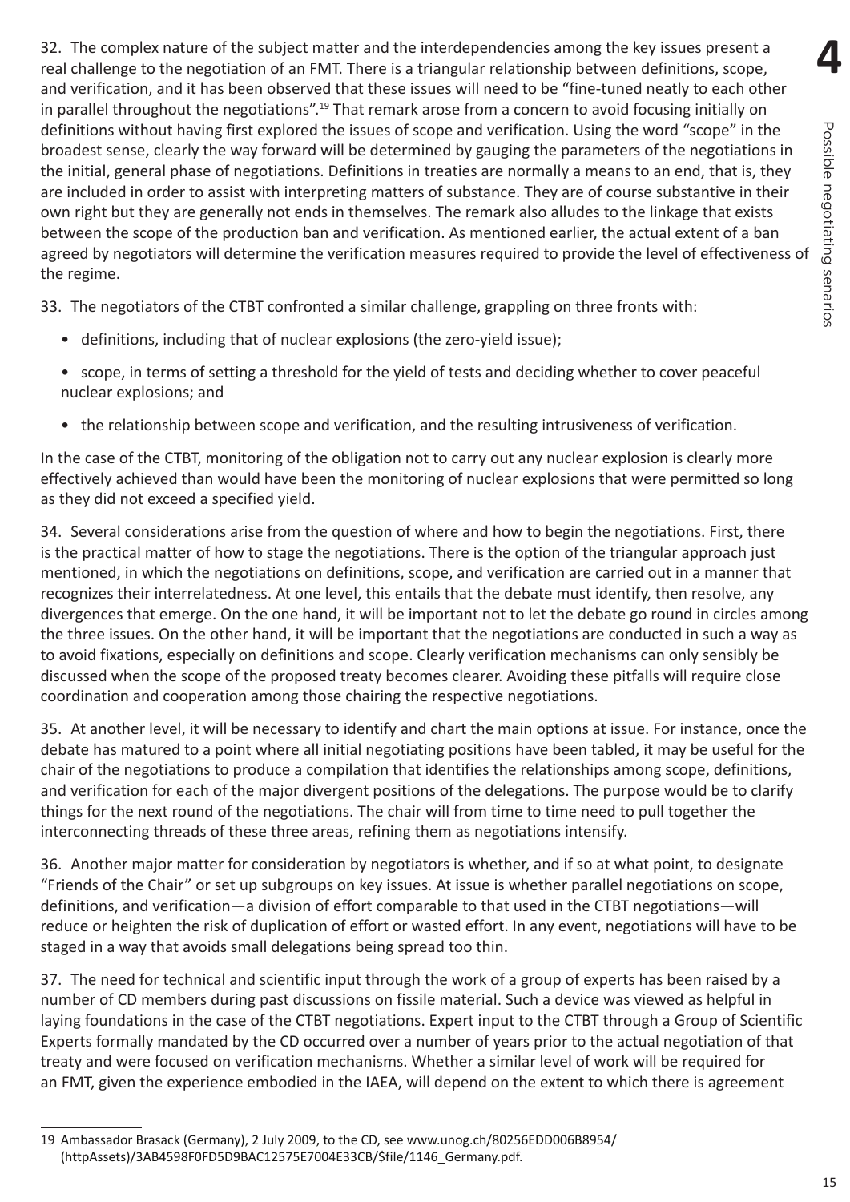32. The complex nature of the subject matter and the interdependencies among the key issues present a real challenge to the negotiation of an FMT. There is a triangular relationship between definitions, scope, and verification, and it has been observed that these issues will need to be "fine-tuned neatly to each other in parallel throughout the negotiations".[19] That remark arose from a concern to avoid focusing initially on definitions without having first explored the issues of scope and verification. Using the word "scope" in the broadest sense, clearly the way forward will be determined by gauging the parameters of the negotiations in the initial, general phase of negotiations. Definitions in treaties are normally a means to an end, that is, they are included in order to assist with interpreting matters of substance. They are of course substantive in their own right but they are generally not ends in themselves. The remark also alludes to the linkage that exists between the scope of the production ban and verification. As mentioned earlier, the actual extent of a ban agreed by negotiators will determine the verification measures required to provide the level of effectiveness of the regime.

33. The negotiators of the CTBT confronted a similar challenge, grappling on three fronts with:

- definitions, including that of nuclear explosions (the zero-yield issue);
- scope, in terms of setting a threshold for the yield of tests and deciding whether to cover peaceful nuclear explosions; and
- the relationship between scope and verification, and the resulting intrusiveness of verification.

In the case of the CTBT, monitoring of the obligation not to carry out any nuclear explosion is clearly more effectively achieved than would have been the monitoring of nuclear explosions that were permitted so long as they did not exceed a specified yield.

34. Several considerations arise from the question of where and how to begin the negotiations. First, there is the practical matter of how to stage the negotiations. There is the option of the triangular approach just mentioned, in which the negotiations on definitions, scope, and verification are carried out in a manner that recognizes their interrelatedness. At one level, this entails that the debate must identify, then resolve, any divergences that emerge. On the one hand, it will be important not to let the debate go round in circles among the three issues. On the other hand, it will be important that the negotiations are conducted in such a way as to avoid fixations, especially on definitions and scope. Clearly verification mechanisms can only sensibly be discussed when the scope of the proposed treaty becomes clearer. Avoiding these pitfalls will require close coordination and cooperation among those chairing the respective negotiations.

35. At another level, it will be necessary to identify and chart the main options at issue. For instance, once the debate has matured to a point where all initial negotiating positions have been tabled, it may be useful for the chair of the negotiations to produce a compilation that identifies the relationships among scope, definitions, and verification for each of the major divergent positions of the delegations. The purpose would be to clarify things for the next round of the negotiations. The chair will from time to time need to pull together the interconnecting threads of these three areas, refining them as negotiations intensify.

36. Another major matter for consideration by negotiators is whether, and if so at what point, to designate "Friends of the Chair" or set up subgroups on key issues. At issue is whether parallel negotiations on scope, definitions, and verification—a division of effort comparable to that used in the CTBT negotiations—will reduce or heighten the risk of duplication of effort or wasted effort. In any event, negotiations will have to be staged in a way that avoids small delegations being spread too thin.

37. The need for technical and scientific input through the work of a group of experts has been raised by a number of CD members during past discussions on fissile material. Such a device was viewed as helpful in laying foundations in the case of the CTBT negotiations. Expert input to the CTBT through a Group of Scientific Experts formally mandated by the CD occurred over a number of years prior to the actual negotiation of that treaty and were focused on verification mechanisms. Whether a similar level of work will be required for an FMT, given the experience embodied in the IAEA, will depend on the extent to which there is agreement

---

19 Ambassador Brasack (Germany), 2 July 2009, to the CD, see www.unog.ch/80256EDD006B8954/(httpAssets)/3AB4598F0FD5D9BAC12575E7004E33CB/$file/1146_Germany.pdf.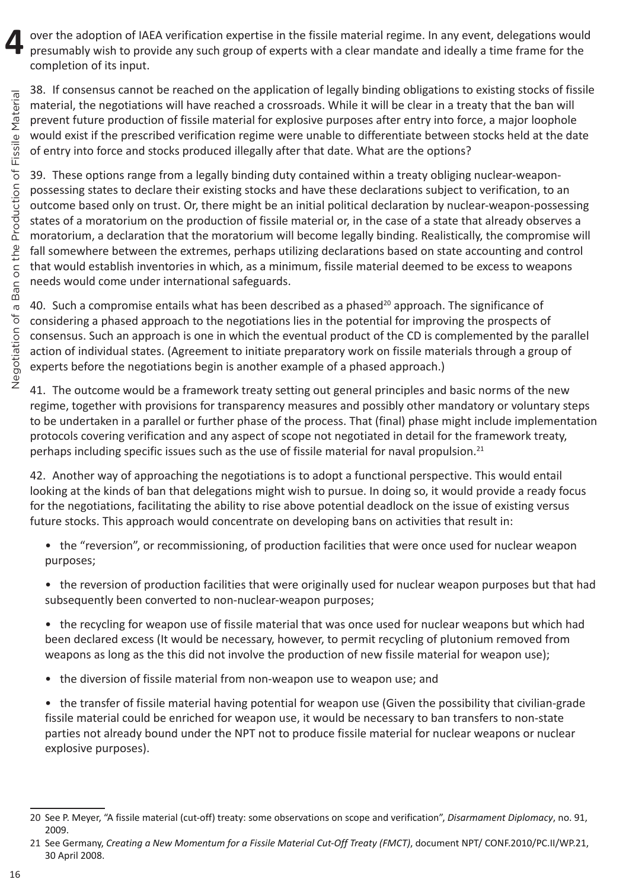over the adoption of IAEA verification expertise in the fissile material regime. In any event, delegations would presumably wish to provide any such group of experts with a clear mandate and ideally a time frame for the completion of its input.

38. If consensus cannot be reached on the application of legally binding obligations to existing stocks of fissile material, the negotiations will have reached a crossroads. While it will be clear in a treaty that the ban will prevent future production of fissile material for explosive purposes after entry into force, a major loophole would exist if the prescribed verification regime were unable to differentiate between stocks held at the date of entry into force and stocks produced illegally after that date. What are the options?

39. These options range from a legally binding duty contained within a treaty obliging nuclear-weapon-possessing states to declare their existing stocks and have these declarations subject to verification, to an outcome based only on trust. Or, there might be an initial political declaration by nuclear-weapon-possessing states of a moratorium on the production of fissile material or, in the case of a state that already observes a moratorium, a declaration that the moratorium will become legally binding. Realistically, the compromise will fall somewhere between the extremes, perhaps utilizing declarations based on state accounting and control that would establish inventories in which, as a minimum, fissile material deemed to be excess to weapons needs would come under international safeguards.

40. Such a compromise entails what has been described as a phased[20] approach. The significance of considering a phased approach to the negotiations lies in the potential for improving the prospects of consensus. Such an approach is one in which the eventual product of the CD is complemented by the parallel action of individual states. (Agreement to initiate preparatory work on fissile materials through a group of experts before the negotiations begin is another example of a phased approach.)

41. The outcome would be a framework treaty setting out general principles and basic norms of the new regime, together with provisions for transparency measures and possibly other mandatory or voluntary steps to be undertaken in a parallel or further phase of the process. That (final) phase might include implementation protocols covering verification and any aspect of scope not negotiated in detail for the framework treaty, perhaps including specific issues such as the use of fissile material for naval propulsion.[21]

42. Another way of approaching the negotiations is to adopt a functional perspective. This would entail looking at the kinds of ban that delegations might wish to pursue. In doing so, it would provide a ready focus for the negotiations, facilitating the ability to rise above potential deadlock on the issue of existing versus future stocks. This approach would concentrate on developing bans on activities that result in:

- the "reversion", or recommissioning, of production facilities that were once used for nuclear weapon purposes;
- the reversion of production facilities that were originally used for nuclear weapon purposes but that had subsequently been converted to non-nuclear-weapon purposes;
- the recycling for weapon use of fissile material that was once used for nuclear weapons but which had been declared excess (It would be necessary, however, to permit recycling of plutonium removed from weapons as long as the this did not involve the production of new fissile material for weapon use);
- the diversion of fissile material from non-weapon use to weapon use; and
- the transfer of fissile material having potential for weapon use (Given the possibility that civilian-grade fissile material could be enriched for weapon use, it would be necessary to ban transfers to non-state parties not already bound under the NPT not to produce fissile material for nuclear weapons or nuclear explosive purposes).

---

20 See P. Meyer, "A fissile material (cut-off) treaty: some observations on scope and verification", *Disarmament Diplomacy*, no. 91, 2009.

21 See Germany, *Creating a New Momentum for a Fissile Material Cut-Off Treaty (FMCT)*, document NPT/ CONF.2010/PC.II/WP.21, 30 April 2008.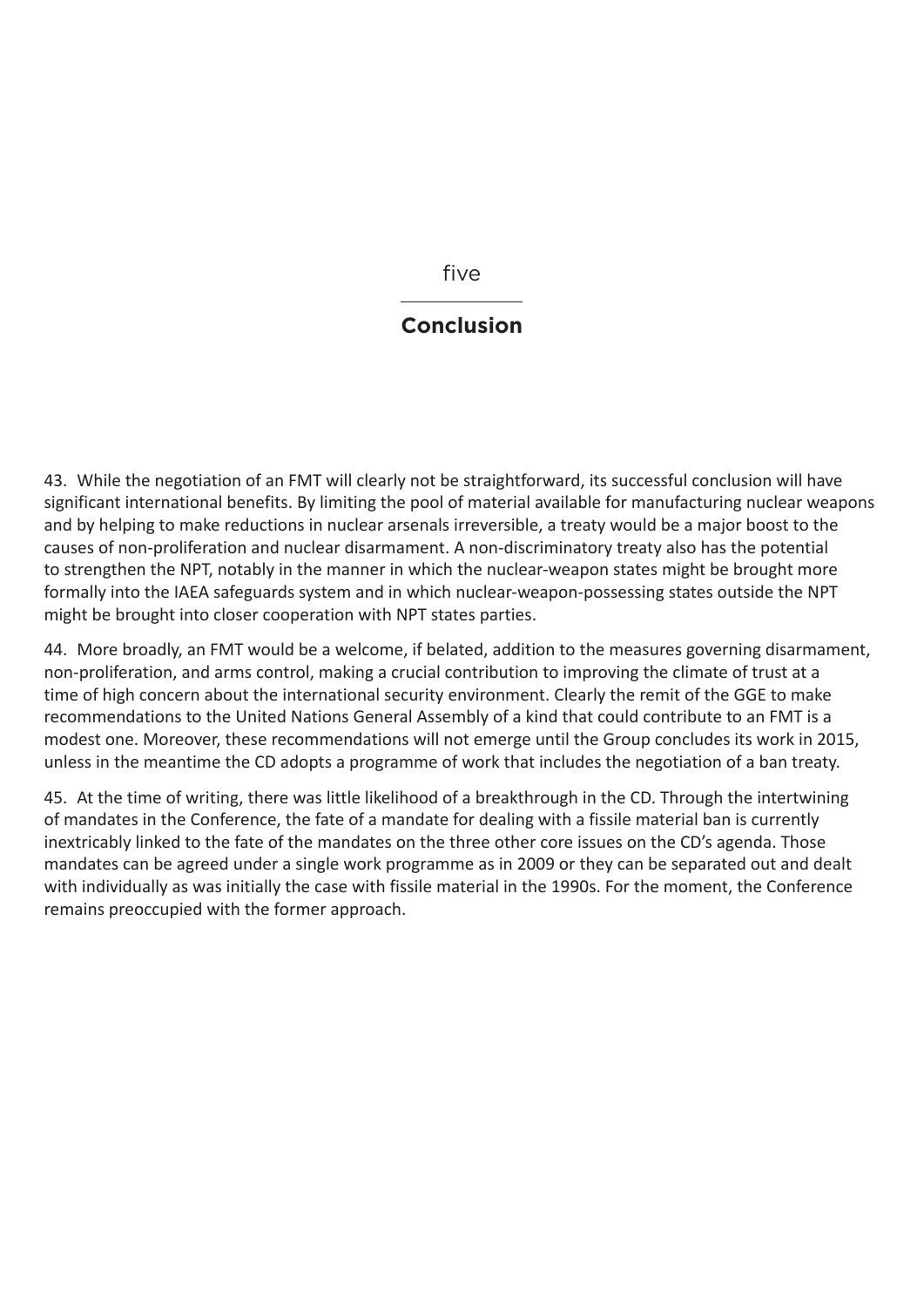five

# Conclusion

43. While the negotiation of an FMT will clearly not be straightforward, its successful conclusion will have significant international benefits. By limiting the pool of material available for manufacturing nuclear weapons and by helping to make reductions in nuclear arsenals irreversible, a treaty would be a major boost to the causes of non-proliferation and nuclear disarmament. A non-discriminatory treaty also has the potential to strengthen the NPT, notably in the manner in which the nuclear-weapon states might be brought more formally into the IAEA safeguards system and in which nuclear-weapon-possessing states outside the NPT might be brought into closer cooperation with NPT states parties.

44. More broadly, an FMT would be a welcome, if belated, addition to the measures governing disarmament, non-proliferation, and arms control, making a crucial contribution to improving the climate of trust at a time of high concern about the international security environment. Clearly the remit of the GGE to make recommendations to the United Nations General Assembly of a kind that could contribute to an FMT is a modest one. Moreover, these recommendations will not emerge until the Group concludes its work in 2015, unless in the meantime the CD adopts a programme of work that includes the negotiation of a ban treaty.

45. At the time of writing, there was little likelihood of a breakthrough in the CD. Through the intertwining of mandates in the Conference, the fate of a mandate for dealing with a fissile material ban is currently inextricably linked to the fate of the mandates on the three other core issues on the CD's agenda. Those mandates can be agreed under a single work programme as in 2009 or they can be separated out and dealt with individually as was initially the case with fissile material in the 1990s. For the moment, the Conference remains preoccupied with the former approach.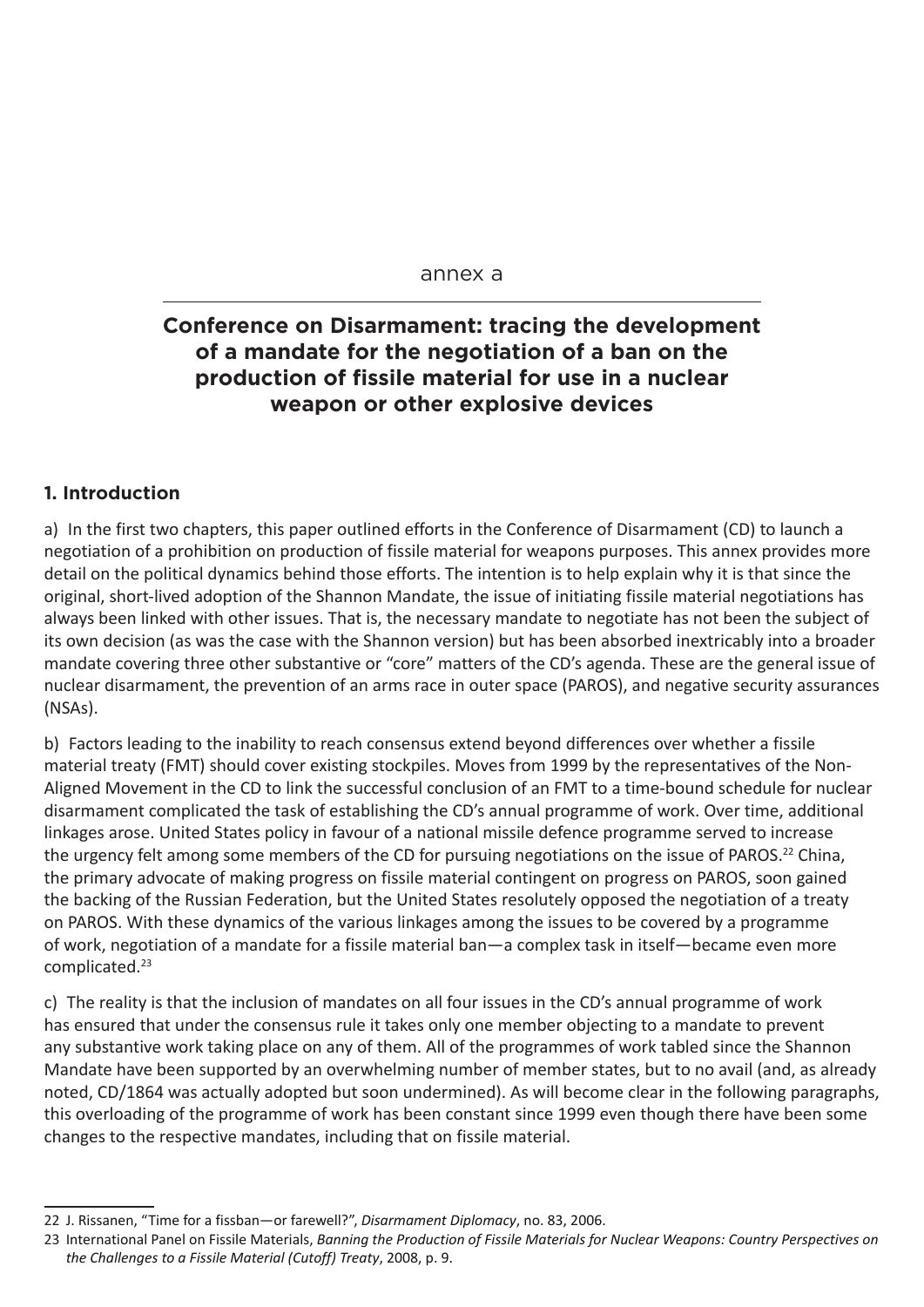annex a

# Conference on Disarmament: tracing the development of a mandate for the negotiation of a ban on the production of fissile material for use in a nuclear weapon or other explosive devices

## 1. Introduction

a) In the first two chapters, this paper outlined efforts in the Conference of Disarmament (CD) to launch a negotiation of a prohibition on production of fissile material for weapons purposes. This annex provides more detail on the political dynamics behind those efforts. The intention is to help explain why it is that since the original, short-lived adoption of the Shannon Mandate, the issue of initiating fissile material negotiations has always been linked with other issues. That is, the necessary mandate to negotiate has not been the subject of its own decision (as was the case with the Shannon version) but has been absorbed inextricably into a broader mandate covering three other substantive or "core" matters of the CD's agenda. These are the general issue of nuclear disarmament, the prevention of an arms race in outer space (PAROS), and negative security assurances (NSAs).

b) Factors leading to the inability to reach consensus extend beyond differences over whether a fissile material treaty (FMT) should cover existing stockpiles. Moves from 1999 by the representatives of the Non-Aligned Movement in the CD to link the successful conclusion of an FMT to a time-bound schedule for nuclear disarmament complicated the task of establishing the CD's annual programme of work. Over time, additional linkages arose. United States policy in favour of a national missile defence programme served to increase the urgency felt among some members of the CD for pursuing negotiations on the issue of PAROS.[22] China, the primary advocate of making progress on fissile material contingent on progress on PAROS, soon gained the backing of the Russian Federation, but the United States resolutely opposed the negotiation of a treaty on PAROS. With these dynamics of the various linkages among the issues to be covered by a programme of work, negotiation of a mandate for a fissile material ban—a complex task in itself—became even more complicated.[23]

c) The reality is that the inclusion of mandates on all four issues in the CD's annual programme of work has ensured that under the consensus rule it takes only one member objecting to a mandate to prevent any substantive work taking place on any of them. All of the programmes of work tabled since the Shannon Mandate have been supported by an overwhelming number of member states, but to no avail (and, as already noted, CD/1864 was actually adopted but soon undermined). As will become clear in the following paragraphs, this overloading of the programme of work has been constant since 1999 even though there have been some changes to the respective mandates, including that on fissile material.

---

22 J. Rissanen, "Time for a fissban—or farewell?", *Disarmament Diplomacy*, no. 83, 2006.

23 International Panel on Fissile Materials, *Banning the Production of Fissile Materials for Nuclear Weapons: Country Perspectives on the Challenges to a Fissile Material (Cutoff) Treaty*, 2008, p. 9.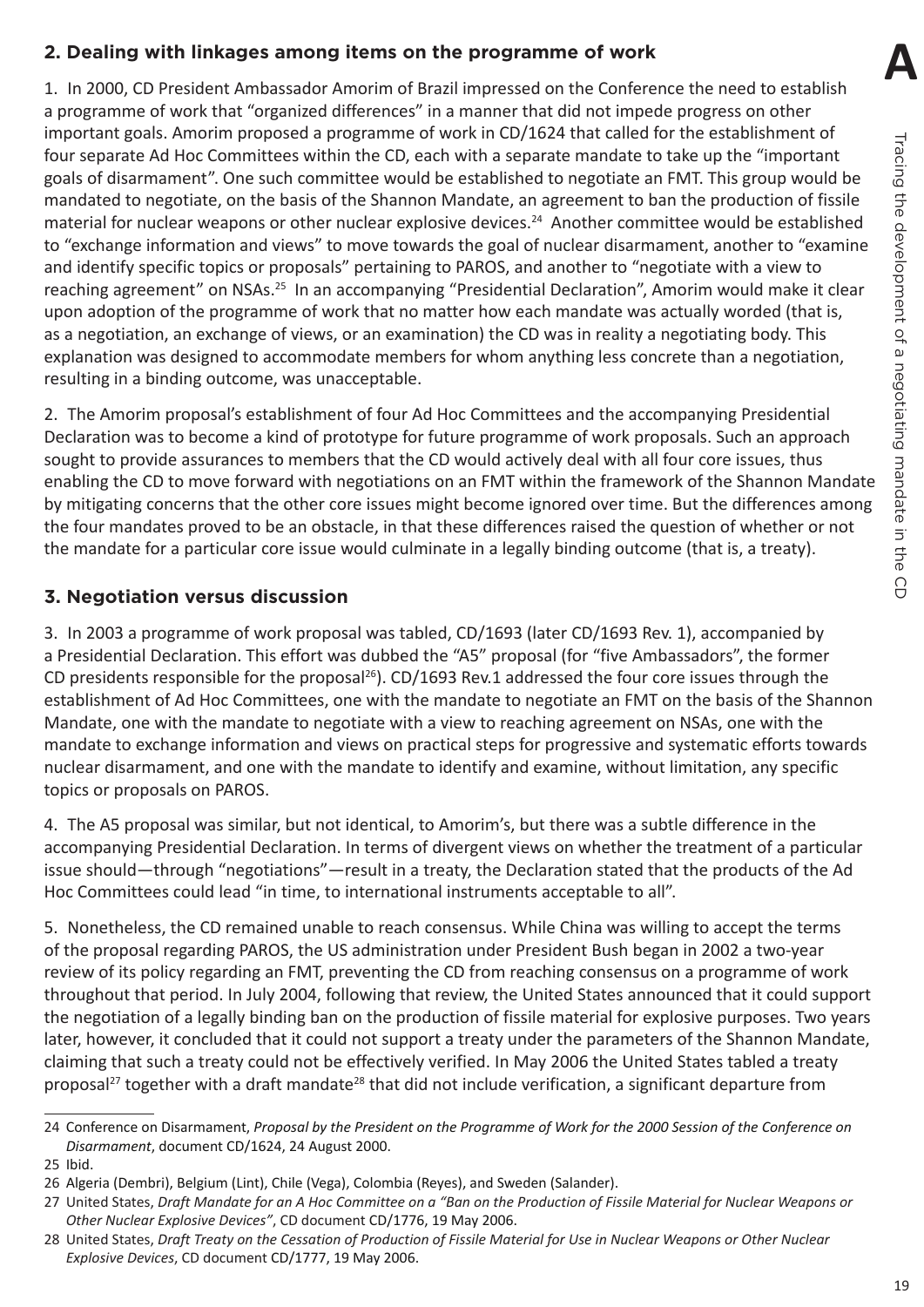## 2. Dealing with linkages among items on the programme of work

1. In 2000, CD President Ambassador Amorim of Brazil impressed on the Conference the need to establish a programme of work that "organized differences" in a manner that did not impede progress on other important goals. Amorim proposed a programme of work in CD/1624 that called for the establishment of four separate Ad Hoc Committees within the CD, each with a separate mandate to take up the "important goals of disarmament". One such committee would be established to negotiate an FMT. This group would be mandated to negotiate, on the basis of the Shannon Mandate, an agreement to ban the production of fissile material for nuclear weapons or other nuclear explosive devices.[24] Another committee would be established to "exchange information and views" to move towards the goal of nuclear disarmament, another to "examine and identify specific topics or proposals" pertaining to PAROS, and another to "negotiate with a view to reaching agreement" on NSAs.[25] In an accompanying "Presidential Declaration", Amorim would make it clear upon adoption of the programme of work that no matter how each mandate was actually worded (that is, as a negotiation, an exchange of views, or an examination) the CD was in reality a negotiating body. This explanation was designed to accommodate members for whom anything less concrete than a negotiation, resulting in a binding outcome, was unacceptable.

2. The Amorim proposal's establishment of four Ad Hoc Committees and the accompanying Presidential Declaration was to become a kind of prototype for future programme of work proposals. Such an approach sought to provide assurances to members that the CD would actively deal with all four core issues, thus enabling the CD to move forward with negotiations on an FMT within the framework of the Shannon Mandate by mitigating concerns that the other core issues might become ignored over time. But the differences among the four mandates proved to be an obstacle, in that these differences raised the question of whether or not the mandate for a particular core issue would culminate in a legally binding outcome (that is, a treaty).

## 3. Negotiation versus discussion

3. In 2003 a programme of work proposal was tabled, CD/1693 (later CD/1693 Rev. 1), accompanied by a Presidential Declaration. This effort was dubbed the "A5" proposal (for "five Ambassadors", the former CD presidents responsible for the proposal[26]). CD/1693 Rev.1 addressed the four core issues through the establishment of Ad Hoc Committees, one with the mandate to negotiate an FMT on the basis of the Shannon Mandate, one with the mandate to negotiate with a view to reaching agreement on NSAs, one with the mandate to exchange information and views on practical steps for progressive and systematic efforts towards nuclear disarmament, and one with the mandate to identify and examine, without limitation, any specific topics or proposals on PAROS.

4. The A5 proposal was similar, but not identical, to Amorim's, but there was a subtle difference in the accompanying Presidential Declaration. In terms of divergent views on whether the treatment of a particular issue should—through "negotiations"—result in a treaty, the Declaration stated that the products of the Ad Hoc Committees could lead "in time, to international instruments acceptable to all".

5. Nonetheless, the CD remained unable to reach consensus. While China was willing to accept the terms of the proposal regarding PAROS, the US administration under President Bush began in 2002 a two-year review of its policy regarding an FMT, preventing the CD from reaching consensus on a programme of work throughout that period. In July 2004, following that review, the United States announced that it could support the negotiation of a legally binding ban on the production of fissile material for explosive purposes. Two years later, however, it concluded that it could not support a treaty under the parameters of the Shannon Mandate, claiming that such a treaty could not be effectively verified. In May 2006 the United States tabled a treaty proposal[27] together with a draft mandate[28] that did not include verification, a significant departure from

---

24 Conference on Disarmament, *Proposal by the President on the Programme of Work for the 2000 Session of the Conference on Disarmament*, document CD/1624, 24 August 2000.

25 Ibid.

26 Algeria (Dembri), Belgium (Lint), Chile (Vega), Colombia (Reyes), and Sweden (Salander).

27 United States, *Draft Mandate for an A Hoc Committee on a "Ban on the Production of Fissile Material for Nuclear Weapons or Other Nuclear Explosive Devices"*, CD document CD/1776, 19 May 2006.

28 United States, *Draft Treaty on the Cessation of Production of Fissile Material for Use in Nuclear Weapons or Other Nuclear Explosive Devices*, CD document CD/1777, 19 May 2006.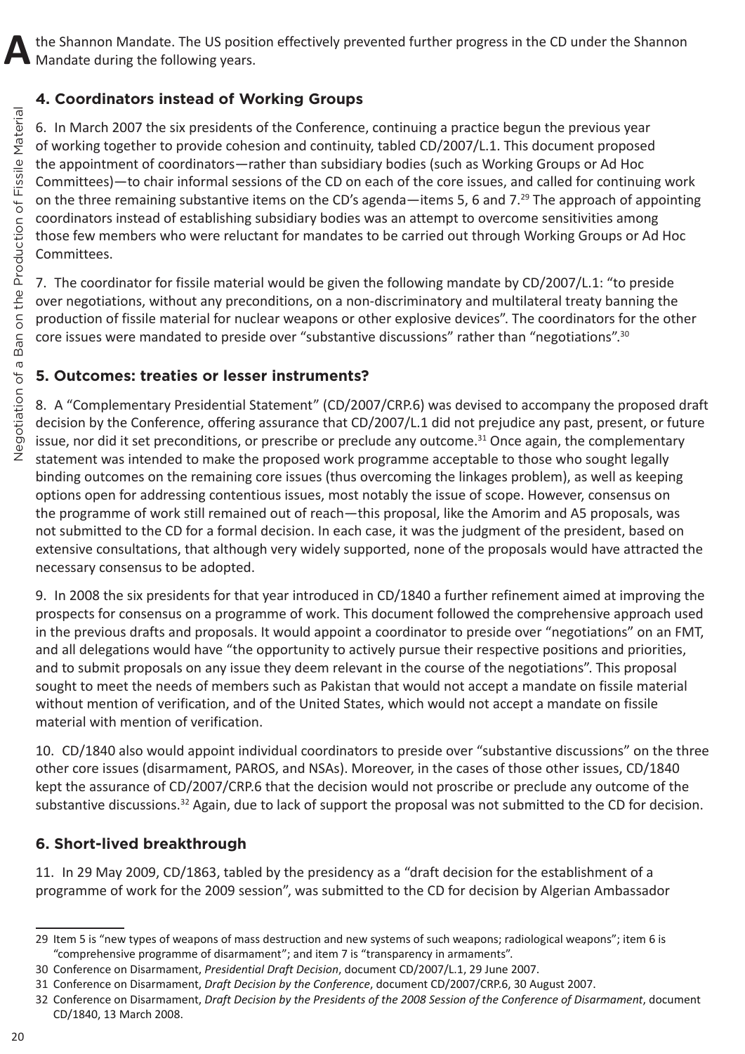the Shannon Mandate. The US position effectively prevented further progress in the CD under the Shannon Mandate during the following years.

## 4. Coordinators instead of Working Groups

6. In March 2007 the six presidents of the Conference, continuing a practice begun the previous year of working together to provide cohesion and continuity, tabled CD/2007/L.1. This document proposed the appointment of coordinators—rather than subsidiary bodies (such as Working Groups or Ad Hoc Committees)—to chair informal sessions of the CD on each of the core issues, and called for continuing work on the three remaining substantive items on the CD's agenda—items 5, 6 and 7.[29] The approach of appointing coordinators instead of establishing subsidiary bodies was an attempt to overcome sensitivities among those few members who were reluctant for mandates to be carried out through Working Groups or Ad Hoc Committees.

7. The coordinator for fissile material would be given the following mandate by CD/2007/L.1: "to preside over negotiations, without any preconditions, on a non-discriminatory and multilateral treaty banning the production of fissile material for nuclear weapons or other explosive devices". The coordinators for the other core issues were mandated to preside over "substantive discussions" rather than "negotiations".[30]

## 5. Outcomes: treaties or lesser instruments?

8. A "Complementary Presidential Statement" (CD/2007/CRP.6) was devised to accompany the proposed draft decision by the Conference, offering assurance that CD/2007/L.1 did not prejudice any past, present, or future issue, nor did it set preconditions, or prescribe or preclude any outcome.[31] Once again, the complementary statement was intended to make the proposed work programme acceptable to those who sought legally binding outcomes on the remaining core issues (thus overcoming the linkages problem), as well as keeping options open for addressing contentious issues, most notably the issue of scope. However, consensus on the programme of work still remained out of reach—this proposal, like the Amorim and A5 proposals, was not submitted to the CD for a formal decision. In each case, it was the judgment of the president, based on extensive consultations, that although very widely supported, none of the proposals would have attracted the necessary consensus to be adopted.

9. In 2008 the six presidents for that year introduced in CD/1840 a further refinement aimed at improving the prospects for consensus on a programme of work. This document followed the comprehensive approach used in the previous drafts and proposals. It would appoint a coordinator to preside over "negotiations" on an FMT, and all delegations would have "the opportunity to actively pursue their respective positions and priorities, and to submit proposals on any issue they deem relevant in the course of the negotiations". This proposal sought to meet the needs of members such as Pakistan that would not accept a mandate on fissile material without mention of verification, and of the United States, which would not accept a mandate on fissile material with mention of verification.

10. CD/1840 also would appoint individual coordinators to preside over "substantive discussions" on the three other core issues (disarmament, PAROS, and NSAs). Moreover, in the cases of those other issues, CD/1840 kept the assurance of CD/2007/CRP.6 that the decision would not proscribe or preclude any outcome of the substantive discussions.[32] Again, due to lack of support the proposal was not submitted to the CD for decision.

## 6. Short-lived breakthrough

11. In 29 May 2009, CD/1863, tabled by the presidency as a "draft decision for the establishment of a programme of work for the 2009 session", was submitted to the CD for decision by Algerian Ambassador

---

29 Item 5 is "new types of weapons of mass destruction and new systems of such weapons; radiological weapons"; item 6 is "comprehensive programme of disarmament"; and item 7 is "transparency in armaments".

30 Conference on Disarmament, *Presidential Draft Decision*, document CD/2007/L.1, 29 June 2007.

31 Conference on Disarmament, *Draft Decision by the Conference*, document CD/2007/CRP.6, 30 August 2007.

32 Conference on Disarmament, *Draft Decision by the Presidents of the 2008 Session of the Conference of Disarmament*, document CD/1840, 13 March 2008.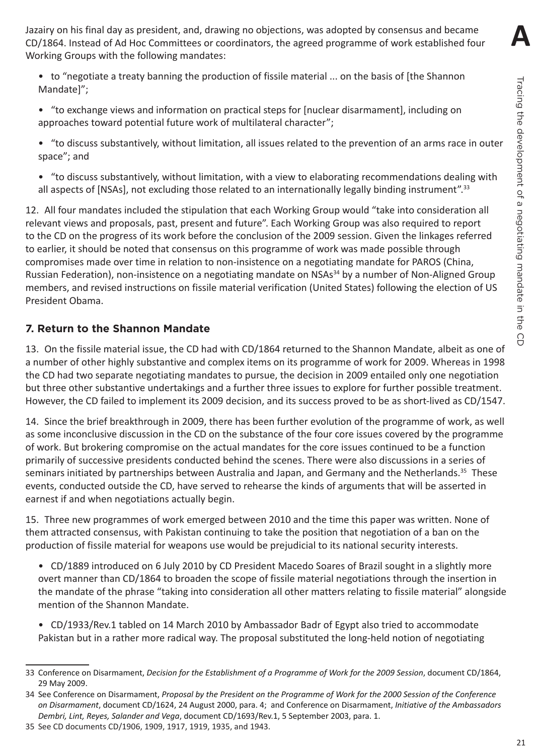Jazairy on his final day as president, and, drawing no objections, was adopted by consensus and became CD/1864. Instead of Ad Hoc Committees or coordinators, the agreed programme of work established four Working Groups with the following mandates:

- to "negotiate a treaty banning the production of fissile material ... on the basis of [the Shannon Mandate]";
- "to exchange views and information on practical steps for [nuclear disarmament], including on approaches toward potential future work of multilateral character";
- "to discuss substantively, without limitation, all issues related to the prevention of an arms race in outer space"; and
- "to discuss substantively, without limitation, with a view to elaborating recommendations dealing with all aspects of [NSAs], not excluding those related to an internationally legally binding instrument".[33]

12. All four mandates included the stipulation that each Working Group would "take into consideration all relevant views and proposals, past, present and future". Each Working Group was also required to report to the CD on the progress of its work before the conclusion of the 2009 session. Given the linkages referred to earlier, it should be noted that consensus on this programme of work was made possible through compromises made over time in relation to non-insistence on a negotiating mandate for PAROS (China, Russian Federation), non-insistence on a negotiating mandate on NSAs[34] by a number of Non-Aligned Group members, and revised instructions on fissile material verification (United States) following the election of US President Obama.

## 7. Return to the Shannon Mandate

13. On the fissile material issue, the CD had with CD/1864 returned to the Shannon Mandate, albeit as one of a number of other highly substantive and complex items on its programme of work for 2009. Whereas in 1998 the CD had two separate negotiating mandates to pursue, the decision in 2009 entailed only one negotiation but three other substantive undertakings and a further three issues to explore for further possible treatment. However, the CD failed to implement its 2009 decision, and its success proved to be as short-lived as CD/1547.

14. Since the brief breakthrough in 2009, there has been further evolution of the programme of work, as well as some inconclusive discussion in the CD on the substance of the four core issues covered by the programme of work. But brokering compromise on the actual mandates for the core issues continued to be a function primarily of successive presidents conducted behind the scenes. There were also discussions in a series of seminars initiated by partnerships between Australia and Japan, and Germany and the Netherlands.[35] These events, conducted outside the CD, have served to rehearse the kinds of arguments that will be asserted in earnest if and when negotiations actually begin.

15. Three new programmes of work emerged between 2010 and the time this paper was written. None of them attracted consensus, with Pakistan continuing to take the position that negotiation of a ban on the production of fissile material for weapons use would be prejudicial to its national security interests.

- CD/1889 introduced on 6 July 2010 by CD President Macedo Soares of Brazil sought in a slightly more overt manner than CD/1864 to broaden the scope of fissile material negotiations through the insertion in the mandate of the phrase "taking into consideration all other matters relating to fissile material" alongside mention of the Shannon Mandate.
- CD/1933/Rev.1 tabled on 14 March 2010 by Ambassador Badr of Egypt also tried to accommodate Pakistan but in a rather more radical way. The proposal substituted the long-held notion of negotiating

---

33 Conference on Disarmament, *Decision for the Establishment of a Programme of Work for the 2009 Session*, document CD/1864, 29 May 2009.

34 See Conference on Disarmament, *Proposal by the President on the Programme of Work for the 2000 Session of the Conference on Disarmament*, document CD/1624, 24 August 2000, para. 4; and Conference on Disarmament, *Initiative of the Ambassadors Dembri, Lint, Reyes, Salander and Vega*, document CD/1693/Rev.1, 5 September 2003, para. 1.

35 See CD documents CD/1906, 1909, 1917, 1919, 1935, and 1943.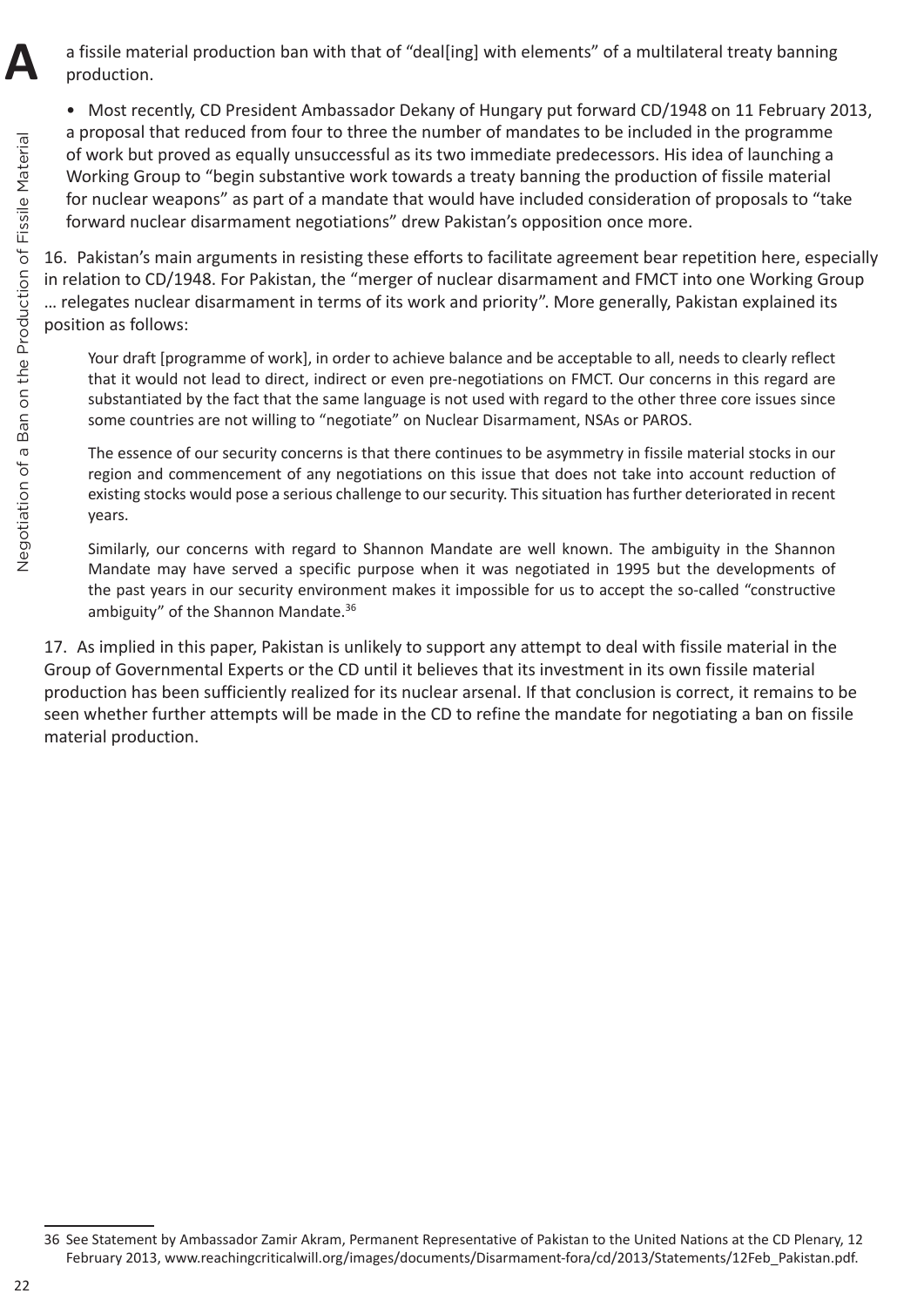a fissile material production ban with that of "deal[ing] with elements" of a multilateral treaty banning production.

- Most recently, CD President Ambassador Dekany of Hungary put forward CD/1948 on 11 February 2013, a proposal that reduced from four to three the number of mandates to be included in the programme of work but proved as equally unsuccessful as its two immediate predecessors. His idea of launching a Working Group to "begin substantive work towards a treaty banning the production of fissile material for nuclear weapons" as part of a mandate that would have included consideration of proposals to "take forward nuclear disarmament negotiations" drew Pakistan's opposition once more.

16. Pakistan's main arguments in resisting these efforts to facilitate agreement bear repetition here, especially in relation to CD/1948. For Pakistan, the "merger of nuclear disarmament and FMCT into one Working Group … relegates nuclear disarmament in terms of its work and priority". More generally, Pakistan explained its position as follows:

> Your draft [programme of work], in order to achieve balance and be acceptable to all, needs to clearly reflect that it would not lead to direct, indirect or even pre-negotiations on FMCT. Our concerns in this regard are substantiated by the fact that the same language is not used with regard to the other three core issues since some countries are not willing to "negotiate" on Nuclear Disarmament, NSAs or PAROS.
>
> The essence of our security concerns is that there continues to be asymmetry in fissile material stocks in our region and commencement of any negotiations on this issue that does not take into account reduction of existing stocks would pose a serious challenge to our security. This situation has further deteriorated in recent years.
>
> Similarly, our concerns with regard to Shannon Mandate are well known. The ambiguity in the Shannon Mandate may have served a specific purpose when it was negotiated in 1995 but the developments of the past years in our security environment makes it impossible for us to accept the so-called "constructive ambiguity" of the Shannon Mandate.[36]

17. As implied in this paper, Pakistan is unlikely to support any attempt to deal with fissile material in the Group of Governmental Experts or the CD until it believes that its investment in its own fissile material production has been sufficiently realized for its nuclear arsenal. If that conclusion is correct, it remains to be seen whether further attempts will be made in the CD to refine the mandate for negotiating a ban on fissile material production.

---

36 See Statement by Ambassador Zamir Akram, Permanent Representative of Pakistan to the United Nations at the CD Plenary, 12 February 2013, www.reachingcriticalwill.org/images/documents/Disarmament-fora/cd/2013/Statements/12Feb_Pakistan.pdf.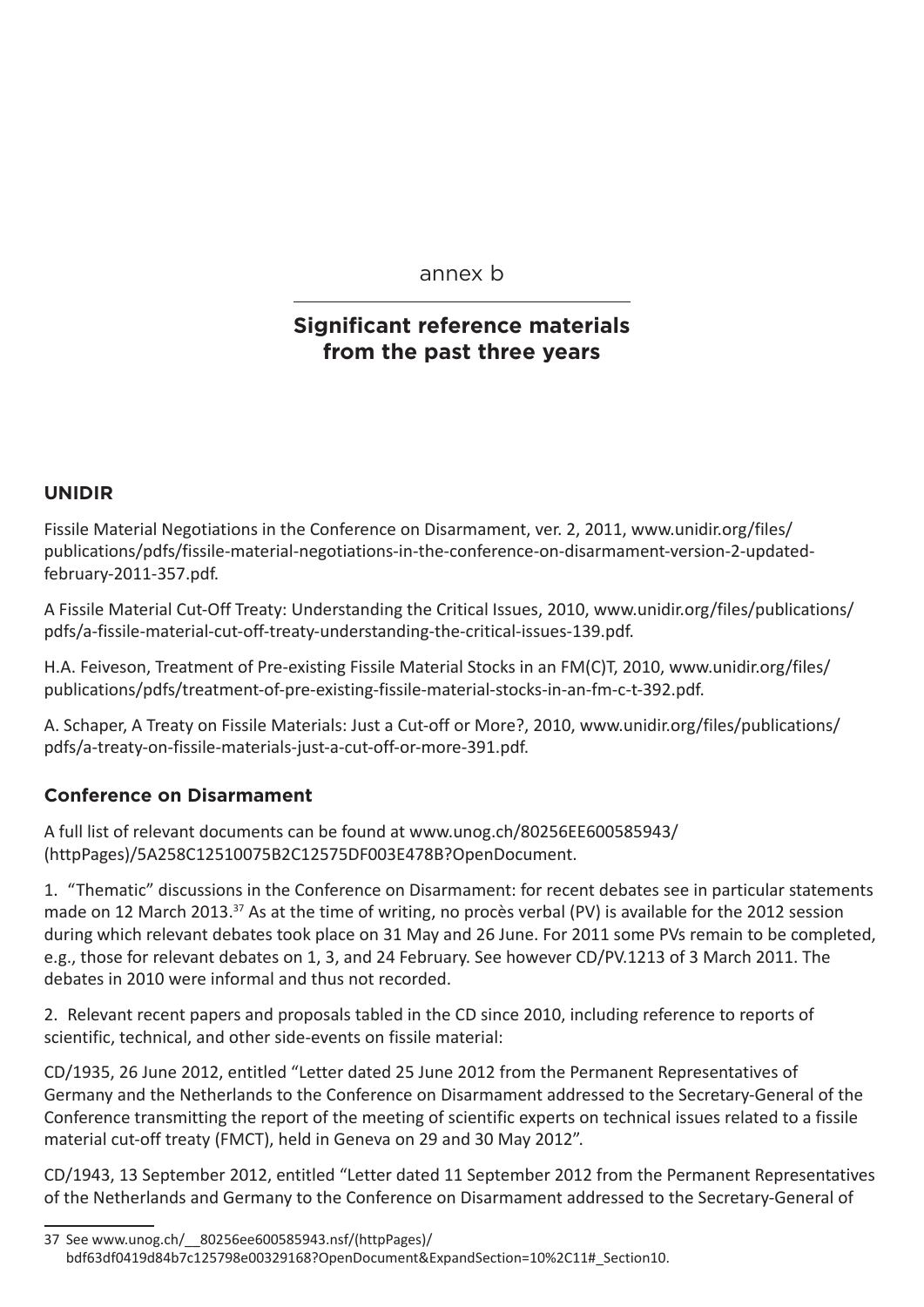annex b

# Significant reference materials from the past three years

## UNIDIR

Fissile Material Negotiations in the Conference on Disarmament, ver. 2, 2011, www.unidir.org/files/publications/pdfs/fissile-material-negotiations-in-the-conference-on-disarmament-version-2-updated-february-2011-357.pdf.

A Fissile Material Cut-Off Treaty: Understanding the Critical Issues, 2010, www.unidir.org/files/publications/pdfs/a-fissile-material-cut-off-treaty-understanding-the-critical-issues-139.pdf.

H.A. Feiveson, Treatment of Pre-existing Fissile Material Stocks in an FM(C)T, 2010, www.unidir.org/files/publications/pdfs/treatment-of-pre-existing-fissile-material-stocks-in-an-fm-c-t-392.pdf.

A. Schaper, A Treaty on Fissile Materials: Just a Cut-off or More?, 2010, www.unidir.org/files/publications/pdfs/a-treaty-on-fissile-materials-just-a-cut-off-or-more-391.pdf.

## Conference on Disarmament

A full list of relevant documents can be found at www.unog.ch/80256EE600585943/(httpPages)/5A258C12510075B2C12575DF003E478B?OpenDocument.

1. "Thematic" discussions in the Conference on Disarmament: for recent debates see in particular statements made on 12 March 2013.[37] As at the time of writing, no procès verbal (PV) is available for the 2012 session during which relevant debates took place on 31 May and 26 June. For 2011 some PVs remain to be completed, e.g., those for relevant debates on 1, 3, and 24 February. See however CD/PV.1213 of 3 March 2011. The debates in 2010 were informal and thus not recorded.

2. Relevant recent papers and proposals tabled in the CD since 2010, including reference to reports of scientific, technical, and other side-events on fissile material:

CD/1935, 26 June 2012, entitled "Letter dated 25 June 2012 from the Permanent Representatives of Germany and the Netherlands to the Conference on Disarmament addressed to the Secretary-General of the Conference transmitting the report of the meeting of scientific experts on technical issues related to a fissile material cut-off treaty (FMCT), held in Geneva on 29 and 30 May 2012".

CD/1943, 13 September 2012, entitled "Letter dated 11 September 2012 from the Permanent Representatives of the Netherlands and Germany to the Conference on Disarmament addressed to the Secretary-General of

37 See www.unog.ch/__80256ee600585943.nsf/(httpPages)/bdf63df0419d84b7c125798e00329168?OpenDocument&ExpandSection=10%2C11#_Section10.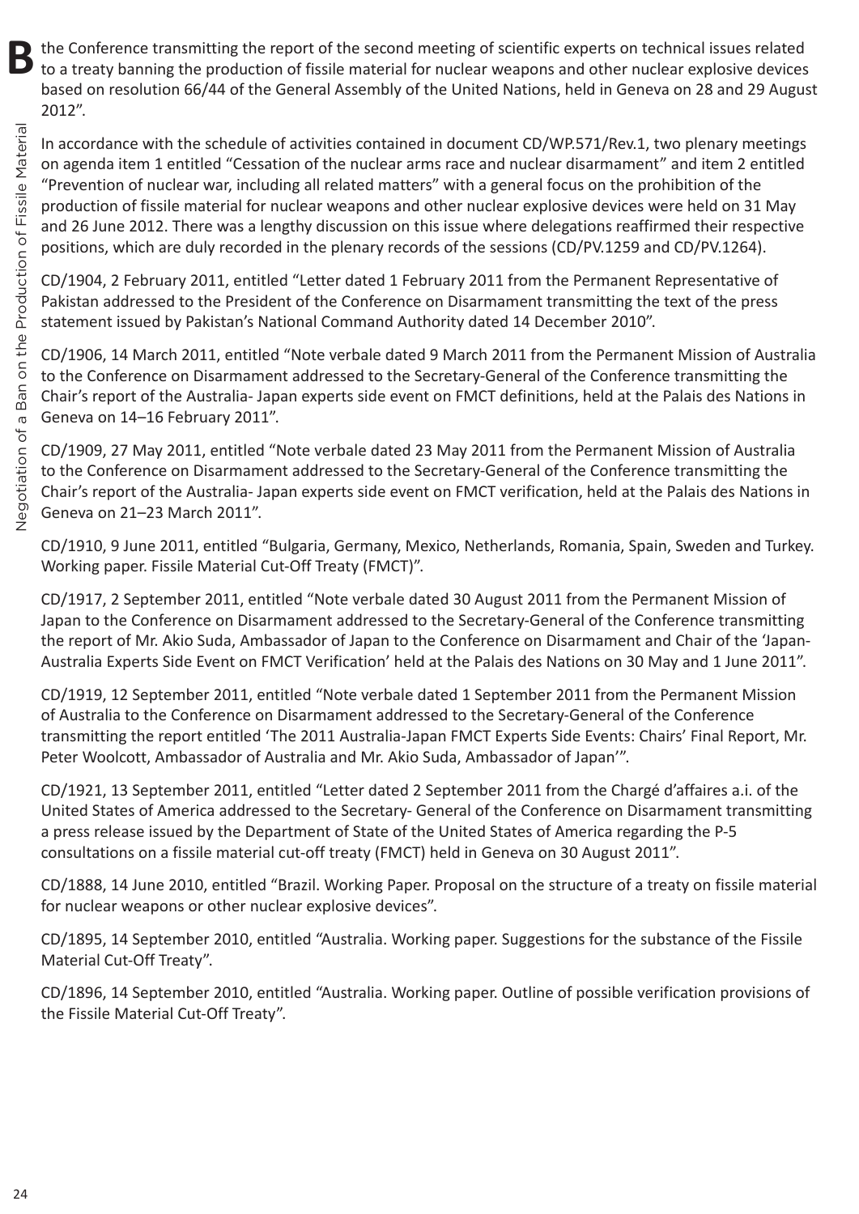the Conference transmitting the report of the second meeting of scientific experts on technical issues related to a treaty banning the production of fissile material for nuclear weapons and other nuclear explosive devices based on resolution 66/44 of the General Assembly of the United Nations, held in Geneva on 28 and 29 August 2012".

In accordance with the schedule of activities contained in document CD/WP.571/Rev.1, two plenary meetings on agenda item 1 entitled "Cessation of the nuclear arms race and nuclear disarmament" and item 2 entitled "Prevention of nuclear war, including all related matters" with a general focus on the prohibition of the production of fissile material for nuclear weapons and other nuclear explosive devices were held on 31 May and 26 June 2012. There was a lengthy discussion on this issue where delegations reaffirmed their respective positions, which are duly recorded in the plenary records of the sessions (CD/PV.1259 and CD/PV.1264).

CD/1904, 2 February 2011, entitled "Letter dated 1 February 2011 from the Permanent Representative of Pakistan addressed to the President of the Conference on Disarmament transmitting the text of the press statement issued by Pakistan's National Command Authority dated 14 December 2010".

CD/1906, 14 March 2011, entitled "Note verbale dated 9 March 2011 from the Permanent Mission of Australia to the Conference on Disarmament addressed to the Secretary-General of the Conference transmitting the Chair's report of the Australia- Japan experts side event on FMCT definitions, held at the Palais des Nations in Geneva on 14–16 February 2011".

CD/1909, 27 May 2011, entitled "Note verbale dated 23 May 2011 from the Permanent Mission of Australia to the Conference on Disarmament addressed to the Secretary-General of the Conference transmitting the Chair's report of the Australia- Japan experts side event on FMCT verification, held at the Palais des Nations in Geneva on 21–23 March 2011".

CD/1910, 9 June 2011, entitled "Bulgaria, Germany, Mexico, Netherlands, Romania, Spain, Sweden and Turkey. Working paper. Fissile Material Cut-Off Treaty (FMCT)".

CD/1917, 2 September 2011, entitled "Note verbale dated 30 August 2011 from the Permanent Mission of Japan to the Conference on Disarmament addressed to the Secretary-General of the Conference transmitting the report of Mr. Akio Suda, Ambassador of Japan to the Conference on Disarmament and Chair of the 'Japan-Australia Experts Side Event on FMCT Verification' held at the Palais des Nations on 30 May and 1 June 2011".

CD/1919, 12 September 2011, entitled "Note verbale dated 1 September 2011 from the Permanent Mission of Australia to the Conference on Disarmament addressed to the Secretary-General of the Conference transmitting the report entitled 'The 2011 Australia-Japan FMCT Experts Side Events: Chairs' Final Report, Mr. Peter Woolcott, Ambassador of Australia and Mr. Akio Suda, Ambassador of Japan'".

CD/1921, 13 September 2011, entitled "Letter dated 2 September 2011 from the Chargé d'affaires a.i. of the United States of America addressed to the Secretary- General of the Conference on Disarmament transmitting a press release issued by the Department of State of the United States of America regarding the P-5 consultations on a fissile material cut-off treaty (FMCT) held in Geneva on 30 August 2011".

CD/1888, 14 June 2010, entitled "Brazil. Working Paper. Proposal on the structure of a treaty on fissile material for nuclear weapons or other nuclear explosive devices".

CD/1895, 14 September 2010, entitled "Australia. Working paper. Suggestions for the substance of the Fissile Material Cut-Off Treaty".

CD/1896, 14 September 2010, entitled "Australia. Working paper. Outline of possible verification provisions of the Fissile Material Cut-Off Treaty".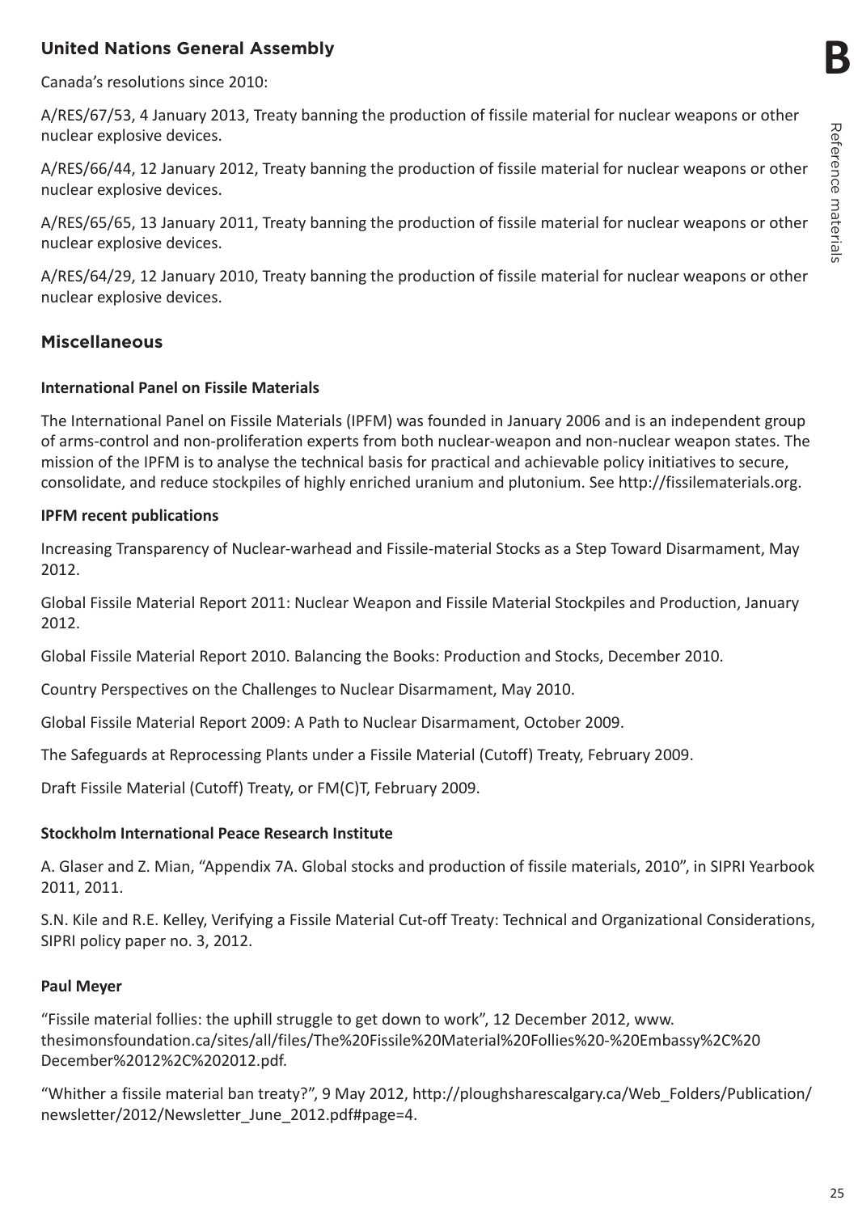## United Nations General Assembly

Canada's resolutions since 2010:

A/RES/67/53, 4 January 2013, Treaty banning the production of fissile material for nuclear weapons or other nuclear explosive devices.

A/RES/66/44, 12 January 2012, Treaty banning the production of fissile material for nuclear weapons or other nuclear explosive devices.

A/RES/65/65, 13 January 2011, Treaty banning the production of fissile material for nuclear weapons or other nuclear explosive devices.

A/RES/64/29, 12 January 2010, Treaty banning the production of fissile material for nuclear weapons or other nuclear explosive devices.

## Miscellaneous

### International Panel on Fissile Materials

The International Panel on Fissile Materials (IPFM) was founded in January 2006 and is an independent group of arms-control and non-proliferation experts from both nuclear-weapon and non-nuclear weapon states. The mission of the IPFM is to analyse the technical basis for practical and achievable policy initiatives to secure, consolidate, and reduce stockpiles of highly enriched uranium and plutonium. See http://fissilematerials.org.

### IPFM recent publications

Increasing Transparency of Nuclear-warhead and Fissile-material Stocks as a Step Toward Disarmament, May 2012.

Global Fissile Material Report 2011: Nuclear Weapon and Fissile Material Stockpiles and Production, January 2012.

Global Fissile Material Report 2010. Balancing the Books: Production and Stocks, December 2010.

Country Perspectives on the Challenges to Nuclear Disarmament, May 2010.

Global Fissile Material Report 2009: A Path to Nuclear Disarmament, October 2009.

The Safeguards at Reprocessing Plants under a Fissile Material (Cutoff) Treaty, February 2009.

Draft Fissile Material (Cutoff) Treaty, or FM(C)T, February 2009.

### Stockholm International Peace Research Institute

A. Glaser and Z. Mian, "Appendix 7A. Global stocks and production of fissile materials, 2010", in SIPRI Yearbook 2011, 2011.

S.N. Kile and R.E. Kelley, Verifying a Fissile Material Cut-off Treaty: Technical and Organizational Considerations, SIPRI policy paper no. 3, 2012.

### Paul Meyer

"Fissile material follies: the uphill struggle to get down to work", 12 December 2012, www.thesimonsfoundation.ca/sites/all/files/The%20Fissile%20Material%20Follies%20-%20Embassy%2C%20December%2012%2C%202012.pdf.

"Whither a fissile material ban treaty?", 9 May 2012, http://ploughsharescalgary.ca/Web_Folders/Publication/newsletter/2012/Newsletter_June_2012.pdf#page=4.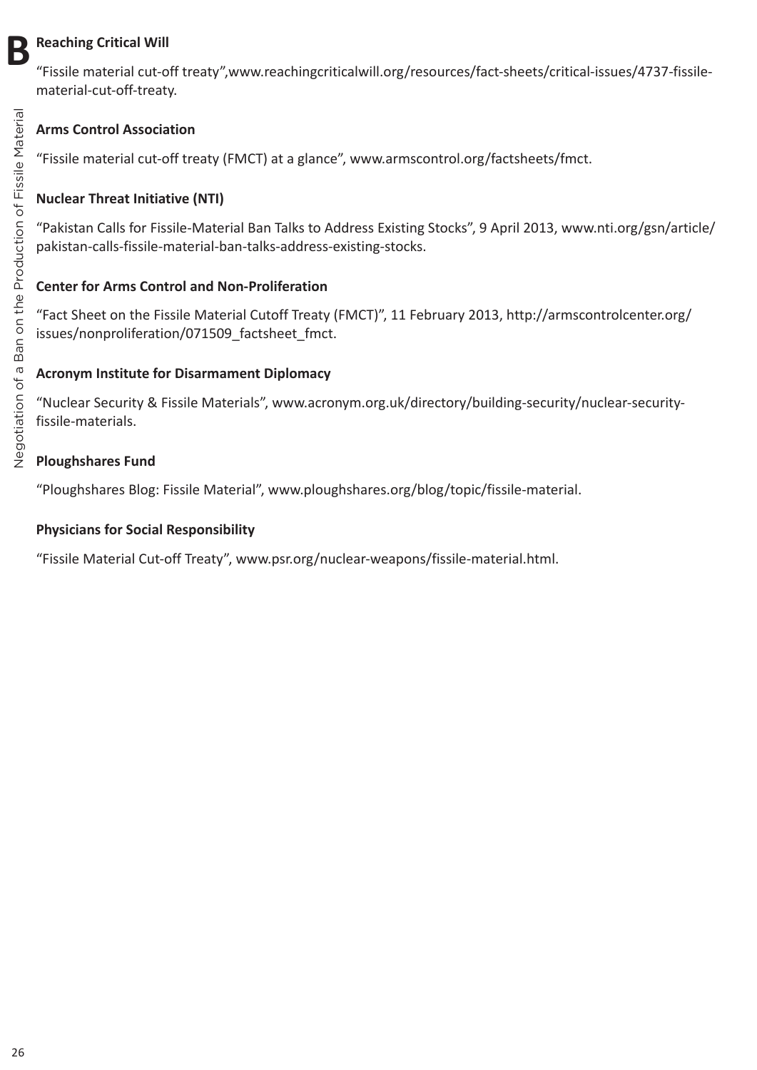**Reaching Critical Will**

“Fissile material cut-off treaty”,www.reachingcriticalwill.org/resources/fact-sheets/critical-issues/4737-fissile-material-cut-off-treaty.

**Arms Control Association**

“Fissile material cut-off treaty (FMCT) at a glance”, www.armscontrol.org/factsheets/fmct.

**Nuclear Threat Initiative (NTI)**

“Pakistan Calls for Fissile-Material Ban Talks to Address Existing Stocks”, 9 April 2013, www.nti.org/gsn/article/pakistan-calls-fissile-material-ban-talks-address-existing-stocks.

**Center for Arms Control and Non-Proliferation**

“Fact Sheet on the Fissile Material Cutoff Treaty (FMCT)”, 11 February 2013, http://armscontrolcenter.org/issues/nonproliferation/071509_factsheet_fmct.

**Acronym Institute for Disarmament Diplomacy**

“Nuclear Security & Fissile Materials”, www.acronym.org.uk/directory/building-security/nuclear-security-fissile-materials.

**Ploughshares Fund**

“Ploughshares Blog: Fissile Material”, www.ploughshares.org/blog/topic/fissile-material.

**Physicians for Social Responsibility**

“Fissile Material Cut-off Treaty”, www.psr.org/nuclear-weapons/fissile-material.html.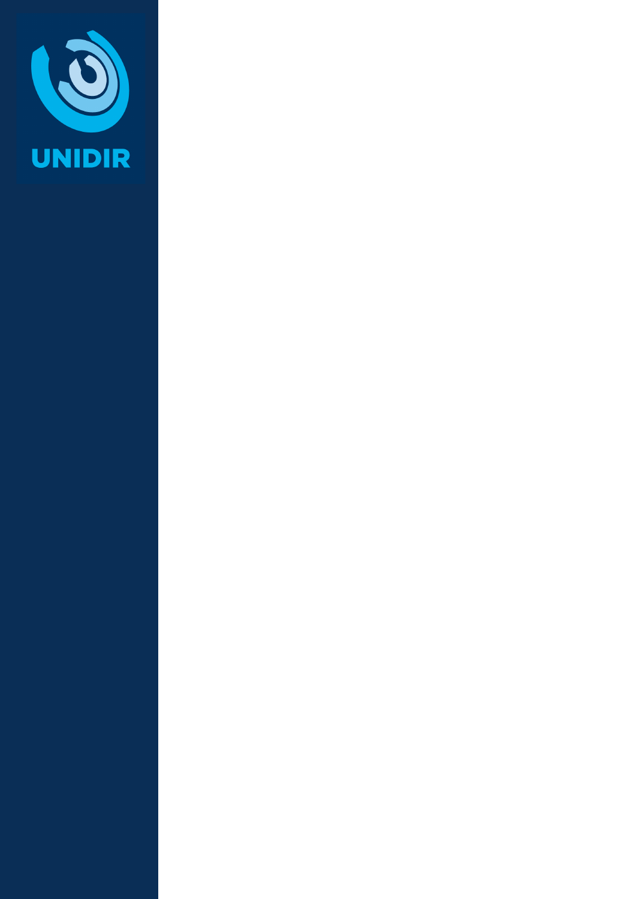UNIDIR